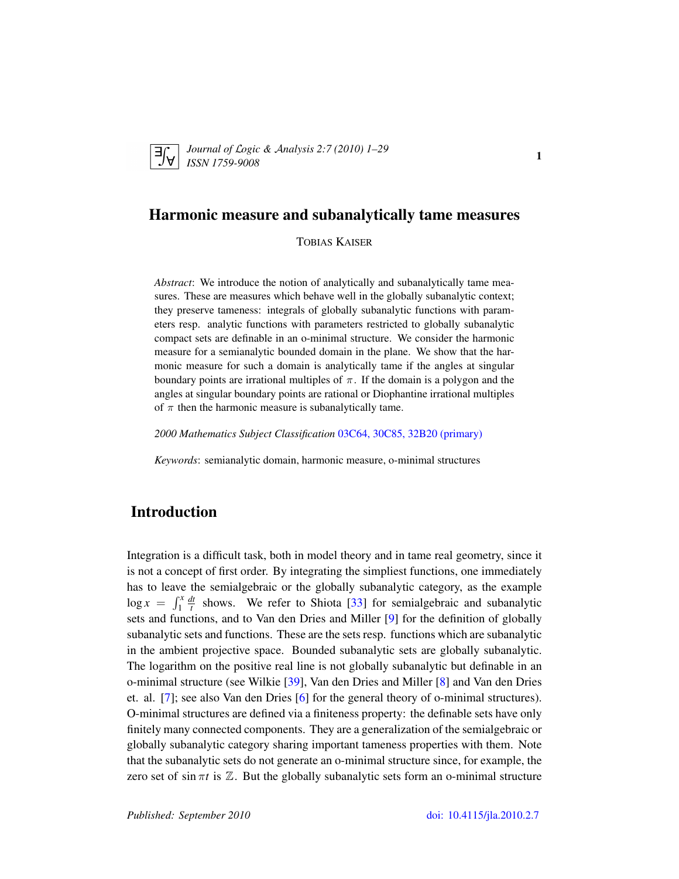# Harmonic measure and subanalytically tame measures

TOBIAS KAISER

*Abstract*: We introduce the notion of analytically and subanalytically tame measures. These are measures which behave well in the globally subanalytic context; they preserve tameness: integrals of globally subanalytic functions with parameters resp. analytic functions with parameters restricted to globally subanalytic compact sets are definable in an o-minimal structure. We consider the harmonic measure for a semianalytic bounded domain in the plane. We show that the harmonic measure for such a domain is analytically tame if the angles at singular boundary points are irrational multiples of $\pi$. If the domain is a polygon and the angles at singular boundary points are rational or Diophantine irrational multiples of $\pi$ then the harmonic measure is subanalytically tame.

*2000 Mathematics Subject Classification* 03C64, 30C85, 32B20 (primary)

*Keywords*: semianalytic domain, harmonic measure, o-minimal structures

## Introduction

Integration is a difficult task, both in model theory and in tame real geometry, since it is not a concept of first order. By integrating the simpliest functions, one immediately has to leave the semialgebraic or the globally subanalytic category, as the example $\log x = \int_1^x \frac{dt}{t}$ shows. We refer to Shiota [33] for semialgebraic and subanalytic sets and functions, and to Van den Dries and Miller [9] for the definition of globally subanalytic sets and functions. These are the sets resp. functions which are subanalytic in the ambient projective space. Bounded subanalytic sets are globally subanalytic. The logarithm on the positive real line is not globally subanalytic but definable in an o-minimal structure (see Wilkie [39], Van den Dries and Miller [8] and Van den Dries et. al. [7]; see also Van den Dries [6] for the general theory of o-minimal structures). O-minimal structures are defined via a finiteness property: the definable sets have only finitely many connected components. They are a generalization of the semialgebraic or globally subanalytic category sharing important tameness properties with them. Note that the subanalytic sets do not generate an o-minimal structure since, for example, the zero set of $\sin \pi t$ is $\mathbb{Z}$. But the globally subanalytic sets form an o-minimal structure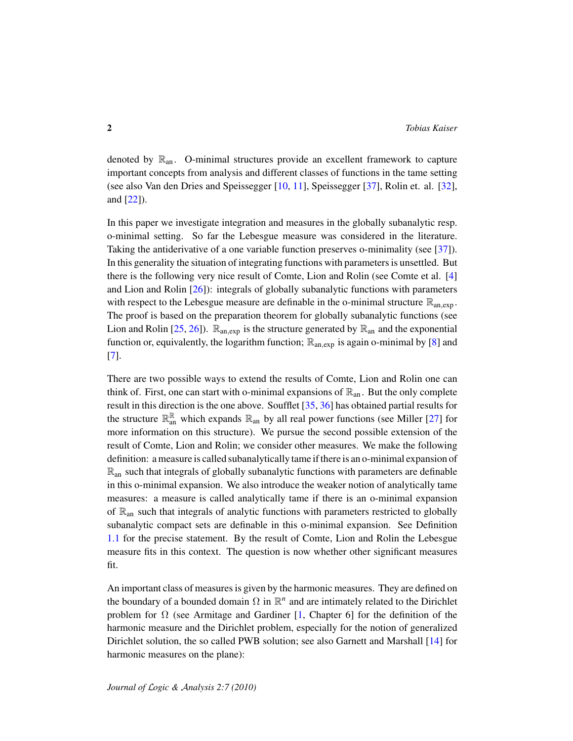denoted by $\mathbb{R}_{\mathrm{an}}$. O-minimal structures provide an excellent framework to capture important concepts from analysis and different classes of functions in the tame setting (see also Van den Dries and Speissegger [10, 11], Speissegger [37], Rolin et. al. [32], and [22]).

In this paper we investigate integration and measures in the globally subanalytic resp. o-minimal setting. So far the Lebesgue measure was considered in the literature. Taking the antiderivative of a one variable function preserves o-minimality (see [37]). In this generality the situation of integrating functions with parameters is unsettled. But there is the following very nice result of Comte, Lion and Rolin (see Comte et al. [4] and Lion and Rolin [26]): integrals of globally subanalytic functions with parameters with respect to the Lebesgue measure are definable in the o-minimal structure $\mathbb{R}_{\mathrm{an,exp}}$. The proof is based on the preparation theorem for globally subanalytic functions (see Lion and Rolin [25, 26]). $\mathbb{R}_{\mathrm{an,exp}}$ is the structure generated by $\mathbb{R}_{\mathrm{an}}$ and the exponential function or, equivalently, the logarithm function; $\mathbb{R}_{\mathrm{an,exp}}$ is again o-minimal by [8] and [7].

There are two possible ways to extend the results of Comte, Lion and Rolin one can think of. First, one can start with o-minimal expansions of $\mathbb{R}_{\mathrm{an}}$. But the only complete result in this direction is the one above. Soufflet [35, 36] has obtained partial results for the structure $\mathbb{R}_{\mathrm{an}}^{\mathbb{R}}$ which expands $\mathbb{R}_{\mathrm{an}}$ by all real power functions (see Miller [27] for more information on this structure). We pursue the second possible extension of the result of Comte, Lion and Rolin; we consider other measures. We make the following definition: a measure is called subanalytically tame if there is an o-minimal expansion of $\mathbb{R}_{\mathrm{an}}$ such that integrals of globally subanalytic functions with parameters are definable in this o-minimal expansion. We also introduce the weaker notion of analytically tame measures: a measure is called analytically tame if there is an o-minimal expansion of $\mathbb{R}_{\mathrm{an}}$ such that integrals of analytic functions with parameters restricted to globally subanalytic compact sets are definable in this o-minimal expansion. See Definition 1.1 for the precise statement. By the result of Comte, Lion and Rolin the Lebesgue measure fits in this context. The question is now whether other significant measures fit.

An important class of measures is given by the harmonic measures. They are defined on the boundary of a bounded domain $\Omega$ in $\mathbb{R}^n$ and are intimately related to the Dirichlet problem for $\Omega$ (see Armitage and Gardiner [1, Chapter 6] for the definition of the harmonic measure and the Dirichlet problem, especially for the notion of generalized Dirichlet solution, the so called PWB solution; see also Garnett and Marshall [14] for harmonic measures on the plane):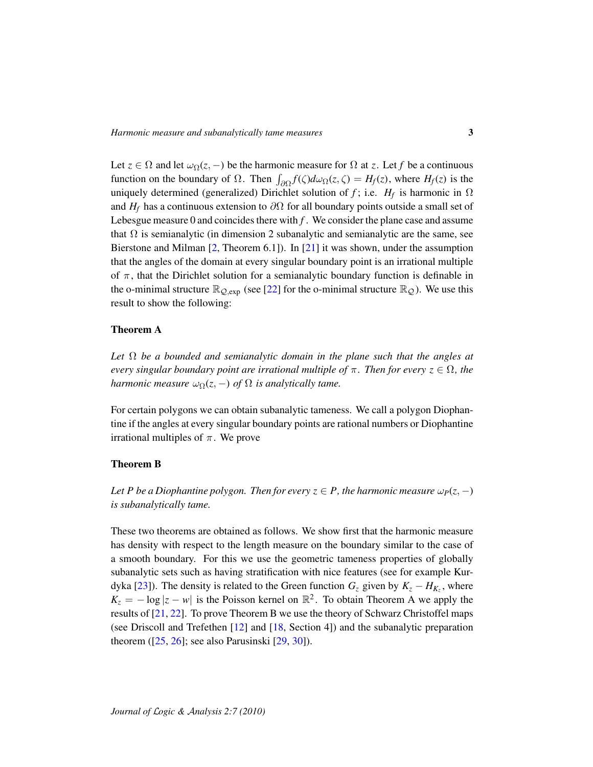Let $z \in \Omega$ and let $\omega_\Omega(z,-)$ be the harmonic measure for $\Omega$ at $z$. Let $f$ be a continuous function on the boundary of $\Omega$. Then $\int_{\partial\Omega} f(\zeta) d\omega_\Omega(z,\zeta) = H_f(z)$, where $H_f(z)$ is the uniquely determined (generalized) Dirichlet solution of $f$; i.e. $H_f$ is harmonic in $\Omega$ and $H_f$ has a continuous extension to $\partial\Omega$ for all boundary points outside a small set of Lebesgue measure 0 and coincides there with $f$. We consider the plane case and assume that $\Omega$ is semianalytic (in dimension 2 subanalytic and semianalytic are the same, see Bierstone and Milman [2, Theorem 6.1]). In [21] it was shown, under the assumption that the angles of the domain at every singular boundary point is an irrational multiple of $\pi$, that the Dirichlet solution for a semianalytic boundary function is definable in the o-minimal structure $\mathbb{R}_{\mathcal{Q},\exp}$ (see [22] for the o-minimal structure $\mathbb{R}_{\mathcal{Q}}$). We use this result to show the following:

**Theorem A**

*Let $\Omega$ be a bounded and semianalytic domain in the plane such that the angles at every singular boundary point are irrational multiple of $\pi$. Then for every $z \in \Omega$, the harmonic measure $\omega_\Omega(z,-)$ of $\Omega$ is analytically tame.*

For certain polygons we can obtain subanalytic tameness. We call a polygon Diophantine if the angles at every singular boundary points are rational numbers or Diophantine irrational multiples of $\pi$. We prove

**Theorem B**

*Let $P$ be a Diophantine polygon. Then for every $z \in P$, the harmonic measure $\omega_P(z,-)$ is subanalytically tame.*

These two theorems are obtained as follows. We show first that the harmonic measure has density with respect to the length measure on the boundary similar to the case of a smooth boundary. For this we use the geometric tameness properties of globally subanalytic sets such as having stratification with nice features (see for example Kurdyka [23]). The density is related to the Green function $G_z$ given by $K_z - H_{K_z}$, where $K_z = -\log|z-w|$ is the Poisson kernel on $\mathbb{R}^2$. To obtain Theorem A we apply the results of [21, 22]. To prove Theorem B we use the theory of Schwarz Christoffel maps (see Driscoll and Trefethen [12] and [18, Section 4]) and the subanalytic preparation theorem ([25, 26]; see also Parusinski [29, 30]).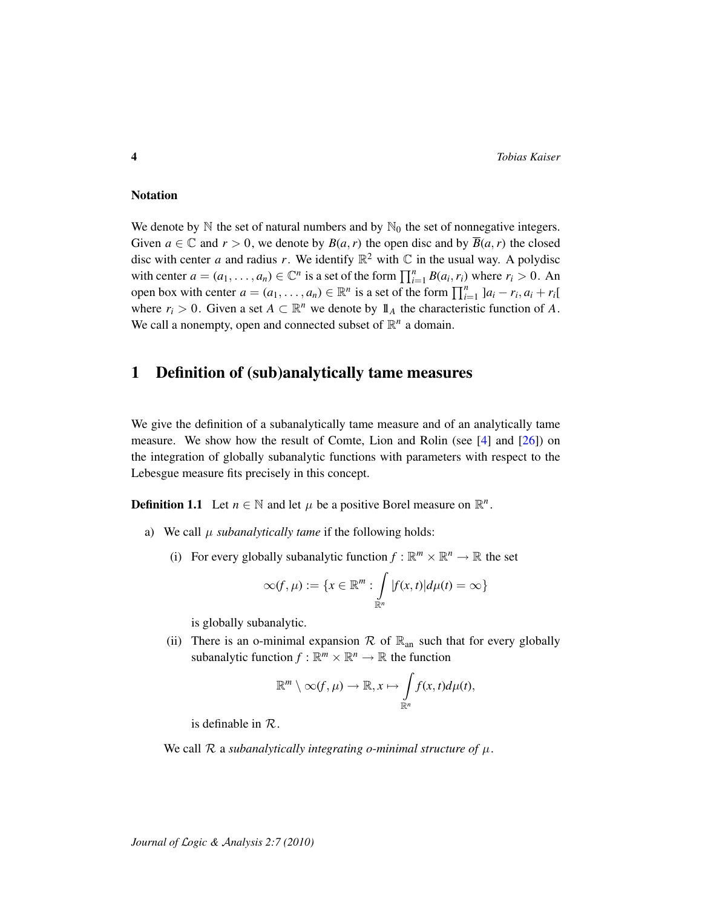## Notation

We denote by $\mathbb{N}$ the set of natural numbers and by $\mathbb{N}_0$ the set of nonnegative integers. Given $a \in \mathbb{C}$ and $r > 0$, we denote by $B(a,r)$ the open disc and by $\overline{B}(a,r)$ the closed disc with center $a$ and radius $r$. We identify $\mathbb{R}^2$ with $\mathbb{C}$ in the usual way. A polydisc with center $a = (a_1, \ldots, a_n) \in \mathbb{C}^n$ is a set of the form $\prod_{i=1}^n B(a_i, r_i)$ where $r_i > 0$. An open box with center $a = (a_1, \ldots, a_n) \in \mathbb{R}^n$ is a set of the form $\prod_{i=1}^n \,]a_i - r_i, a_i + r_i[$ where $r_i > 0$. Given a set $A \subset \mathbb{R}^n$ we denote by $\mathbb{1}_A$ the characteristic function of $A$. We call a nonempty, open and connected subset of $\mathbb{R}^n$ a domain.

# 1 Definition of (sub)analytically tame measures

We give the definition of a subanalytically tame measure and of an analytically tame measure. We show how the result of Comte, Lion and Rolin (see [4] and [26]) on the integration of globally subanalytic functions with parameters with respect to the Lebesgue measure fits precisely in this concept.

**Definition 1.1** Let $n \in \mathbb{N}$ and let $\mu$ be a positive Borel measure on $\mathbb{R}^n$.

a) We call $\mu$ *subanalytically tame* if the following holds:

(i) For every globally subanalytic function $f : \mathbb{R}^m \times \mathbb{R}^n \to \mathbb{R}$ the set

$$\infty(f,\mu) := \{x \in \mathbb{R}^m : \int_{\mathbb{R}^n} |f(x,t)| d\mu(t) = \infty\}$$

is globally subanalytic.

(ii) There is an o-minimal expansion $\mathcal{R}$ of $\mathbb{R}_{\text{an}}$ such that for every globally subanalytic function $f : \mathbb{R}^m \times \mathbb{R}^n \to \mathbb{R}$ the function

$$\mathbb{R}^m \setminus \infty(f,\mu) \to \mathbb{R}, x \mapsto \int_{\mathbb{R}^n} f(x,t) d\mu(t),$$

is definable in $\mathcal{R}$.

We call $\mathcal{R}$ a *subanalytically integrating o-minimal structure of* $\mu$.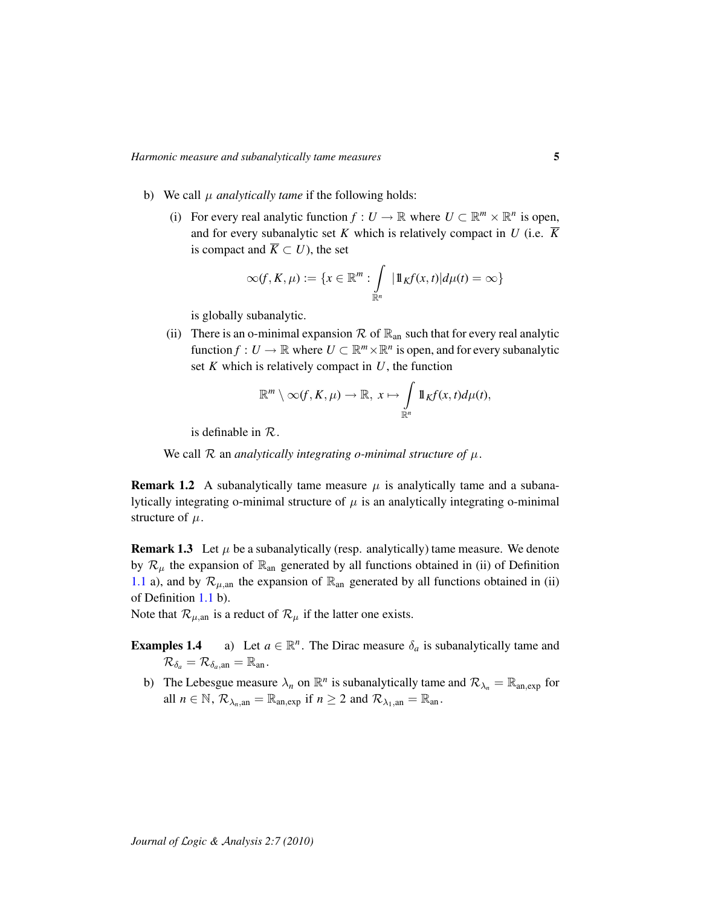b) We call $\mu$ *analytically tame* if the following holds:

(i) For every real analytic function $f : U \to \mathbb{R}$ where $U \subset \mathbb{R}^m \times \mathbb{R}^n$ is open, and for every subanalytic set $K$ which is relatively compact in $U$ (i.e. $\overline{K}$ is compact and $\overline{K} \subset U$), the set

$$\infty(f, K, \mu) := \{x \in \mathbb{R}^m : \int\limits_{\mathbb{R}^n} |\mathbb{1}_K f(x,t)| d\mu(t) = \infty\}$$

is globally subanalytic.

(ii) There is an o-minimal expansion $\mathcal{R}$ of $\mathbb{R}_{\text{an}}$ such that for every real analytic function $f : U \to \mathbb{R}$ where $U \subset \mathbb{R}^m \times \mathbb{R}^n$ is open, and for every subanalytic set $K$ which is relatively compact in $U$, the function

$$\mathbb{R}^m \setminus \infty(f, K, \mu) \to \mathbb{R},\ x \mapsto \int\limits_{\mathbb{R}^n} \mathbb{1}_K f(x,t) d\mu(t),$$

is definable in $\mathcal{R}$.

We call $\mathcal{R}$ an *analytically integrating o-minimal structure of* $\mu$.

**Remark 1.2** A subanalytically tame measure $\mu$ is analytically tame and a subanalytically integrating o-minimal structure of $\mu$ is an analytically integrating o-minimal structure of $\mu$.

**Remark 1.3** Let $\mu$ be a subanalytically (resp. analytically) tame measure. We denote by $\mathcal{R}_\mu$ the expansion of $\mathbb{R}_{\text{an}}$ generated by all functions obtained in (ii) of Definition 1.1 a), and by $\mathcal{R}_{\mu,\text{an}}$ the expansion of $\mathbb{R}_{\text{an}}$ generated by all functions obtained in (ii) of Definition 1.1 b).
Note that $\mathcal{R}_{\mu,\text{an}}$ is a reduct of $\mathcal{R}_\mu$ if the latter one exists.

**Examples 1.4** a) Let $a \in \mathbb{R}^n$. The Dirac measure $\delta_a$ is subanalytically tame and $\mathcal{R}_{\delta_a} = \mathcal{R}_{\delta_a,\text{an}} = \mathbb{R}_{\text{an}}$.

b) The Lebesgue measure $\lambda_n$ on $\mathbb{R}^n$ is subanalytically tame and $\mathcal{R}_{\lambda_n} = \mathbb{R}_{\text{an,exp}}$ for all $n \in \mathbb{N}$, $\mathcal{R}_{\lambda_n,\text{an}} = \mathbb{R}_{\text{an,exp}}$ if $n \geq 2$ and $\mathcal{R}_{\lambda_1,\text{an}} = \mathbb{R}_{\text{an}}$.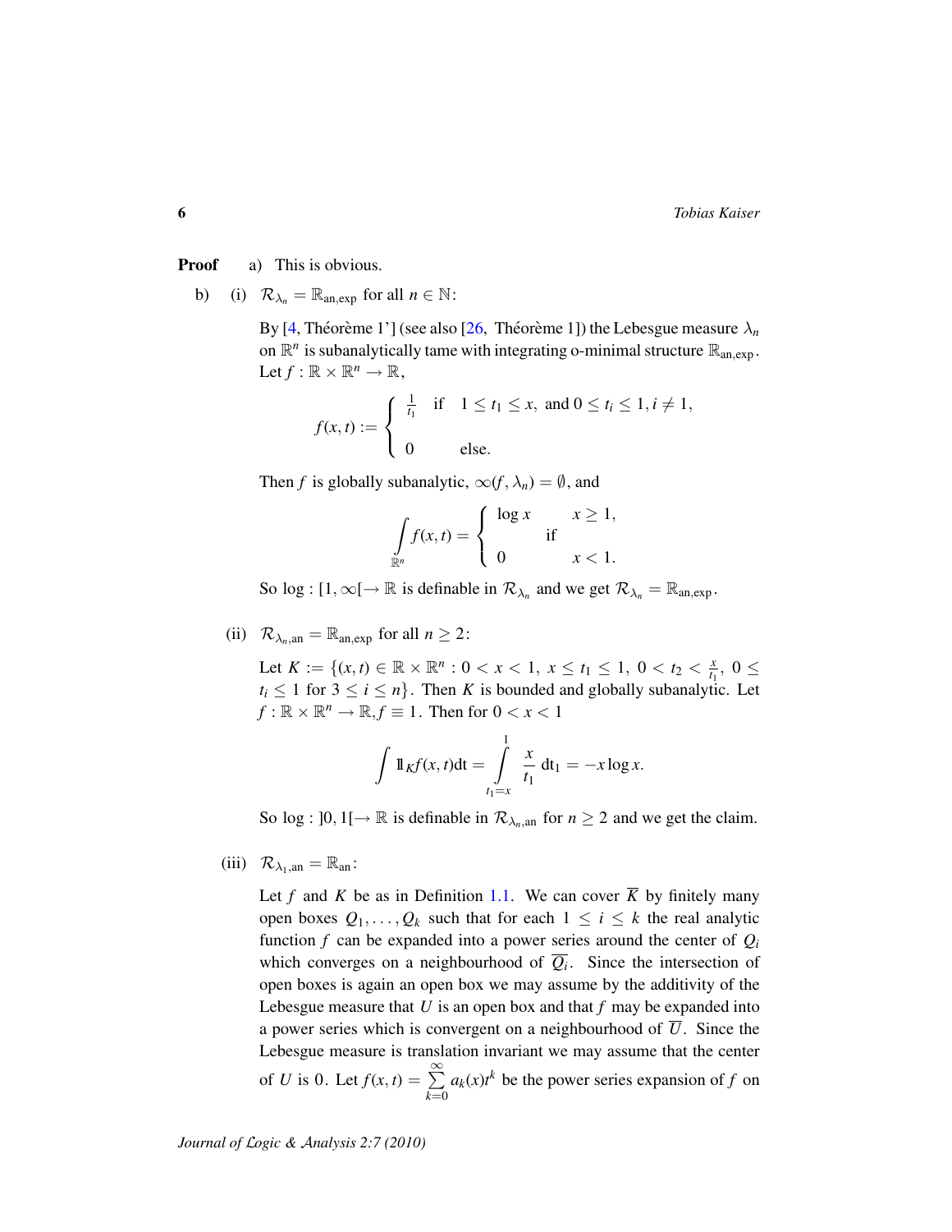**Proof** a) This is obvious.

b) (i) $\mathcal{R}_{\lambda_n} = \mathbb{R}_{\text{an,exp}}$ for all $n \in \mathbb{N}$:

By [4, Théorème 1'] (see also [26, Théorème 1]) the Lebesgue measure $\lambda_n$ on $\mathbb{R}^n$ is subanalytically tame with integrating o-minimal structure $\mathbb{R}_{\text{an,exp}}$. Let $f : \mathbb{R} \times \mathbb{R}^n \to \mathbb{R}$,

$$f(x,t) := \begin{cases} \frac{1}{t_1} & \text{if} \quad 1 \leq t_1 \leq x, \text{ and } 0 \leq t_i \leq 1, i \neq 1, \\ 0 & \text{else.} \end{cases}$$

Then $f$ is globally subanalytic, $\infty(f, \lambda_n) = \emptyset$, and

$$\int_{\mathbb{R}^n} f(x,t) = \begin{cases} \log x & x \geq 1, \\ & \text{if} \\ 0 & x < 1. \end{cases}$$

So $\log : [1, \infty[ \to \mathbb{R}$ is definable in $\mathcal{R}_{\lambda_n}$ and we get $\mathcal{R}_{\lambda_n} = \mathbb{R}_{\text{an,exp}}$.

(ii) $\mathcal{R}_{\lambda_n,\text{an}} = \mathbb{R}_{\text{an,exp}}$ for all $n \geq 2$:

Let $K := \{(x,t) \in \mathbb{R} \times \mathbb{R}^n : 0 < x < 1,\ x \leq t_1 \leq 1,\ 0 < t_2 < \frac{x}{t_1},\ 0 \leq t_i \leq 1 \text{ for } 3 \leq i \leq n\}$. Then $K$ is bounded and globally subanalytic. Let $f : \mathbb{R} \times \mathbb{R}^n \to \mathbb{R}, f \equiv 1$. Then for $0 < x < 1$

$$\int \mathbb{1}_K f(x,t) \mathrm{d}t = \int_{t_1 = x}^{1} \frac{x}{t_1}\, \mathrm{d}t_1 = -x \log x.$$

So $\log : ]0, 1[ \to \mathbb{R}$ is definable in $\mathcal{R}_{\lambda_n,\text{an}}$ for $n \geq 2$ and we get the claim.

(iii) $\mathcal{R}_{\lambda_1,\text{an}} = \mathbb{R}_{\text{an}}$:

Let $f$ and $K$ be as in Definition 1.1. We can cover $\overline{K}$ by finitely many open boxes $Q_1, \ldots, Q_k$ such that for each $1 \leq i \leq k$ the real analytic function $f$ can be expanded into a power series around the center of $Q_i$ which converges on a neighbourhood of $\overline{Q_i}$. Since the intersection of open boxes is again an open box we may assume by the additivity of the Lebesgue measure that $U$ is an open box and that $f$ may be expanded into a power series which is convergent on a neighbourhood of $\overline{U}$. Since the Lebesgue measure is translation invariant we may assume that the center of $U$ is $0$. Let $f(x,t) = \sum_{k=0}^{\infty} a_k(x) t^k$ be the power series expansion of $f$ on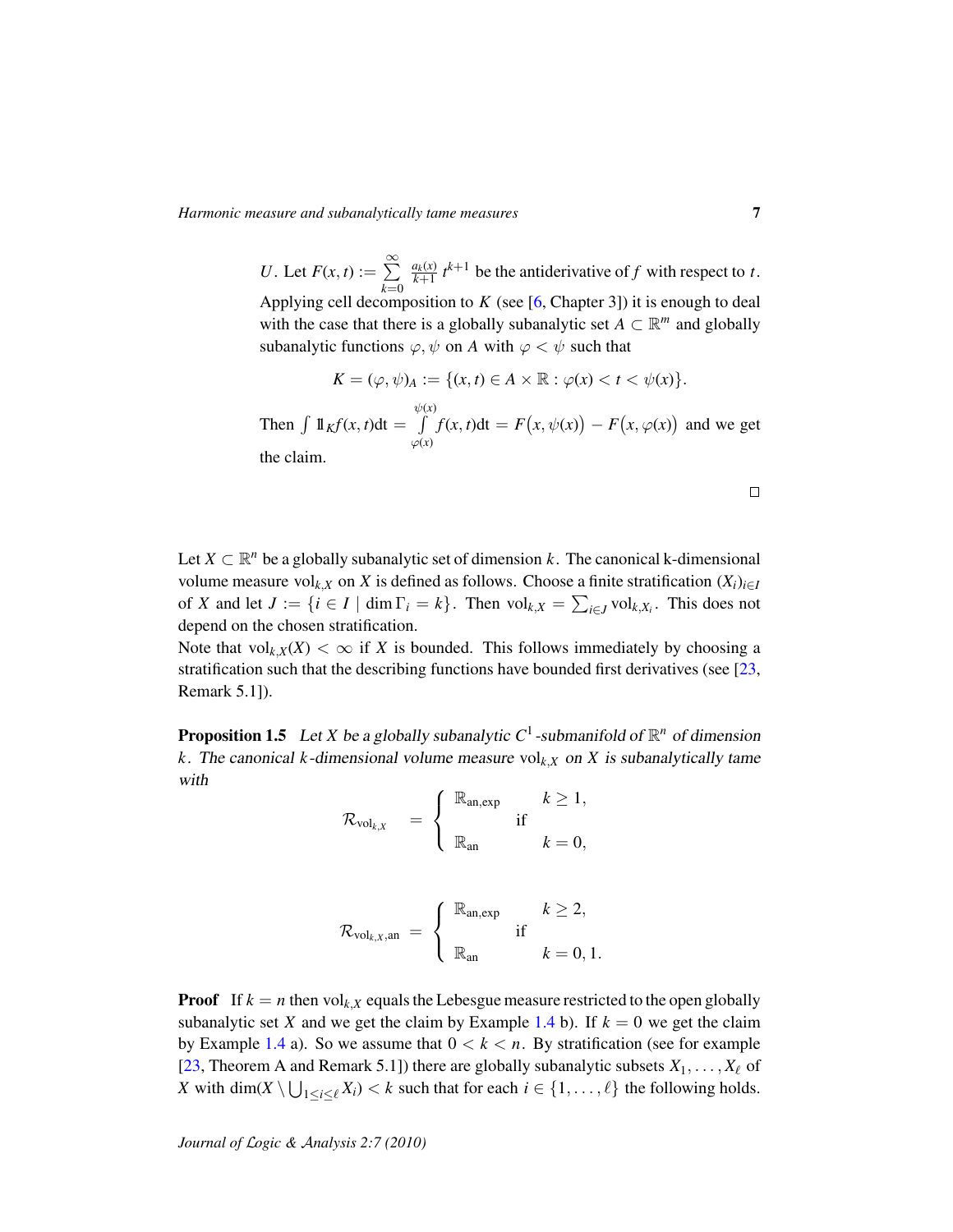$U$. Let $F(x,t) := \sum_{k=0}^{\infty} \frac{a_k(x)}{k+1}\, t^{k+1}$ be the antiderivative of $f$ with respect to $t$. Applying cell decomposition to $K$ (see [6, Chapter 3]) it is enough to deal with the case that there is a globally subanalytic set $A \subset \mathbb{R}^m$ and globally subanalytic functions $\varphi, \psi$ on $A$ with $\varphi < \psi$ such that

$$K = (\varphi, \psi)_A := \{(x,t) \in A \times \mathbb{R} : \varphi(x) < t < \psi(x)\}.$$

Then $\int 1\!\!1_K f(x,t)\mathrm{d}t = \int\limits_{\varphi(x)}^{\psi(x)} f(x,t)\mathrm{d}t = F\big(x, \psi(x)\big) - F\big(x, \varphi(x)\big)$ and we get the claim.

□

Let $X \subset \mathbb{R}^n$ be a globally subanalytic set of dimension $k$. The canonical k-dimensional volume measure $\mathrm{vol}_{k,X}$ on $X$ is defined as follows. Choose a finite stratification $(X_i)_{i \in I}$ of $X$ and let $J := \{i \in I \mid \dim \Gamma_i = k\}$. Then $\mathrm{vol}_{k,X} = \sum_{i \in J} \mathrm{vol}_{k,X_i}$. This does not depend on the chosen stratification.
Note that $\mathrm{vol}_{k,X}(X) < \infty$ if $X$ is bounded. This follows immediately by choosing a stratification such that the describing functions have bounded first derivatives (see [23, Remark 5.1]).

**Proposition 1.5** *Let $X$ be a globally subanalytic $C^1$-submanifold of $\mathbb{R}^n$ of dimension $k$. The canonical $k$-dimensional volume measure $\mathrm{vol}_{k,X}$ on $X$ is subanalytically tame with*

$$\mathcal{R}_{\mathrm{vol}_{k,X}} = \begin{cases} \mathbb{R}_{\mathrm{an,exp}} & \text{if } k \geq 1, \\ \mathbb{R}_{\mathrm{an}} & \text{if } k = 0, \end{cases}$$

$$\mathcal{R}_{\mathrm{vol}_{k,X},\mathrm{an}} = \begin{cases} \mathbb{R}_{\mathrm{an,exp}} & \text{if } k \geq 2, \\ \mathbb{R}_{\mathrm{an}} & \text{if } k = 0, 1. \end{cases}$$

**Proof** If $k = n$ then $\mathrm{vol}_{k,X}$ equals the Lebesgue measure restricted to the open globally subanalytic set $X$ and we get the claim by Example 1.4 b). If $k = 0$ we get the claim by Example 1.4 a). So we assume that $0 < k < n$. By stratification (see for example [23, Theorem A and Remark 5.1]) there are globally subanalytic subsets $X_1, \ldots, X_\ell$ of $X$ with $\dim(X \setminus \bigcup_{1 \leq i \leq \ell} X_i) < k$ such that for each $i \in \{1, \ldots, \ell\}$ the following holds.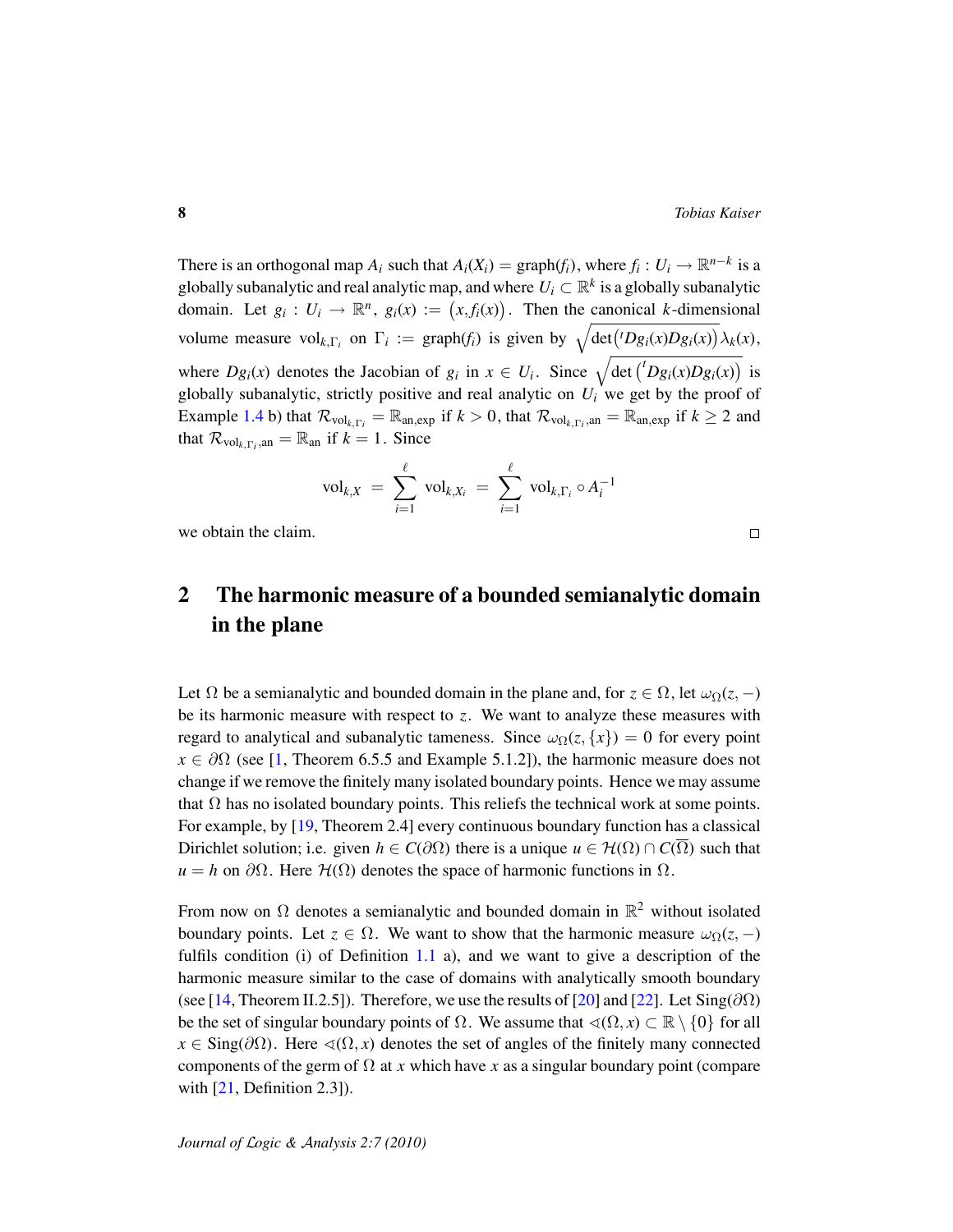There is an orthogonal map $A_i$ such that $A_i(X_i) = \mathrm{graph}(f_i)$, where $f_i : U_i \to \mathbb{R}^{n-k}$ is a globally subanalytic and real analytic map, and where $U_i \subset \mathbb{R}^k$ is a globally subanalytic domain. Let $g_i : U_i \to \mathbb{R}^n$, $g_i(x) := \big(x, f_i(x)\big)$. Then the canonical $k$-dimensional volume measure $\mathrm{vol}_{k,\Gamma_i}$ on $\Gamma_i := \mathrm{graph}(f_i)$ is given by $\sqrt{\det\big({}^t Dg_i(x) Dg_i(x)\big)}\,\lambda_k(x)$, where $Dg_i(x)$ denotes the Jacobian of $g_i$ in $x \in U_i$. Since $\sqrt{\det\big({}^t Dg_i(x) Dg_i(x)\big)}$ is globally subanalytic, strictly positive and real analytic on $U_i$ we get by the proof of Example 1.4 b) that $\mathcal{R}_{\mathrm{vol}_{k,\Gamma_i}} = \mathbb{R}_{\mathrm{an,exp}}$ if $k > 0$, that $\mathcal{R}_{\mathrm{vol}_{k,\Gamma_i},\mathrm{an}} = \mathbb{R}_{\mathrm{an,exp}}$ if $k \geq 2$ and that $\mathcal{R}_{\mathrm{vol}_{k,\Gamma_i},\mathrm{an}} = \mathbb{R}_{\mathrm{an}}$ if $k = 1$. Since

$$\mathrm{vol}_{k,X} \;=\; \sum_{i=1}^{\ell} \mathrm{vol}_{k,X_i} \;=\; \sum_{i=1}^{\ell} \mathrm{vol}_{k,\Gamma_i} \circ A_i^{-1}$$

we obtain the claim. □

## 2 The harmonic measure of a bounded semianalytic domain in the plane

Let $\Omega$ be a semianalytic and bounded domain in the plane and, for $z \in \Omega$, let $\omega_\Omega(z, -)$ be its harmonic measure with respect to $z$. We want to analyze these measures with regard to analytical and subanalytic tameness. Since $\omega_\Omega(z, \{x\}) = 0$ for every point $x \in \partial\Omega$ (see [1, Theorem 6.5.5 and Example 5.1.2]), the harmonic measure does not change if we remove the finitely many isolated boundary points. Hence we may assume that $\Omega$ has no isolated boundary points. This reliefs the technical work at some points. For example, by [19, Theorem 2.4] every continuous boundary function has a classical Dirichlet solution; i.e. given $h \in C(\partial\Omega)$ there is a unique $u \in \mathcal{H}(\Omega) \cap C(\overline{\Omega})$ such that $u = h$ on $\partial\Omega$. Here $\mathcal{H}(\Omega)$ denotes the space of harmonic functions in $\Omega$.

From now on $\Omega$ denotes a semianalytic and bounded domain in $\mathbb{R}^2$ without isolated boundary points. Let $z \in \Omega$. We want to show that the harmonic measure $\omega_\Omega(z, -)$ fulfils condition (i) of Definition 1.1 a), and we want to give a description of the harmonic measure similar to the case of domains with analytically smooth boundary (see [14, Theorem II.2.5]). Therefore, we use the results of [20] and [22]. Let $\mathrm{Sing}(\partial\Omega)$ be the set of singular boundary points of $\Omega$. We assume that $\sphericalangle(\Omega, x) \subset \mathbb{R} \setminus \{0\}$ for all $x \in \mathrm{Sing}(\partial\Omega)$. Here $\sphericalangle(\Omega, x)$ denotes the set of angles of the finitely many connected components of the germ of $\Omega$ at $x$ which have $x$ as a singular boundary point (compare with [21, Definition 2.3]).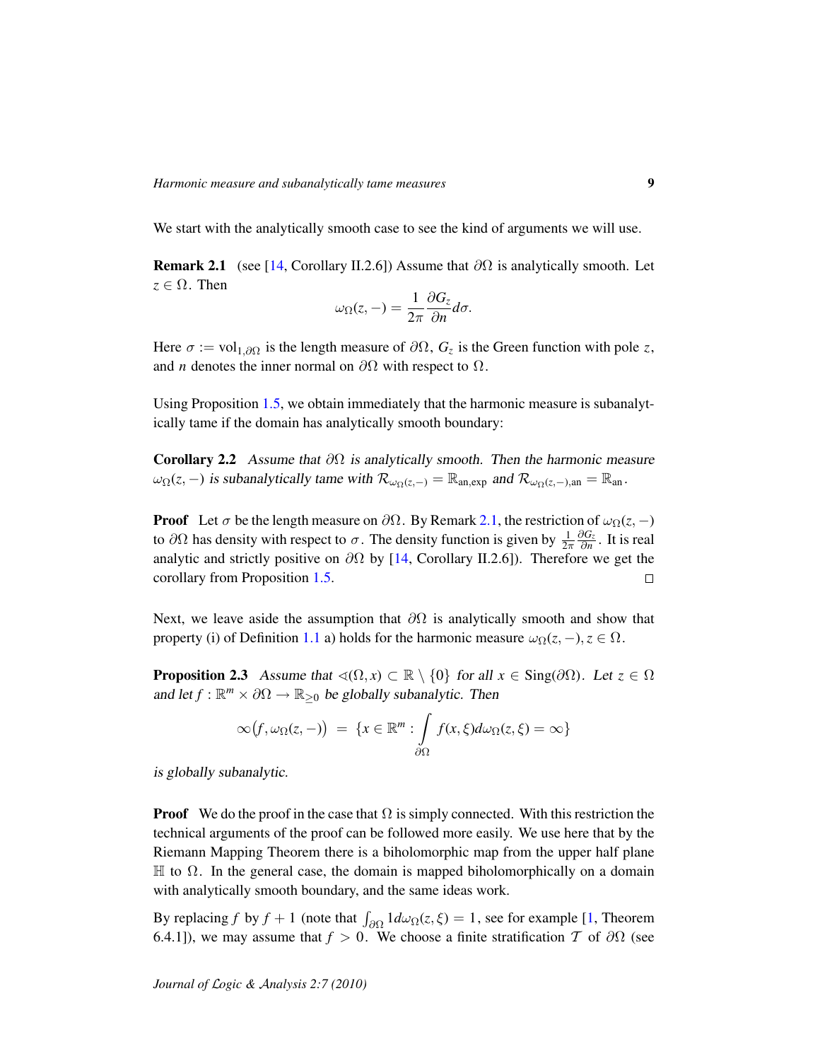We start with the analytically smooth case to see the kind of arguments we will use.

**Remark 2.1** (see [14, Corollary II.2.6]) Assume that $\partial\Omega$ is analytically smooth. Let $z \in \Omega$. Then

$$\omega_\Omega(z,-) = \frac{1}{2\pi}\frac{\partial G_z}{\partial n}d\sigma.$$

Here $\sigma := \mathrm{vol}_{1,\partial\Omega}$ is the length measure of $\partial\Omega$, $G_z$ is the Green function with pole $z$, and $n$ denotes the inner normal on $\partial\Omega$ with respect to $\Omega$.

Using Proposition 1.5, we obtain immediately that the harmonic measure is subanalytically tame if the domain has analytically smooth boundary:

**Corollary 2.2** *Assume that $\partial\Omega$ is analytically smooth. Then the harmonic measure $\omega_\Omega(z,-)$ is subanalytically tame with $\mathcal{R}_{\omega_\Omega(z,-)} = \mathbb{R}_{\mathrm{an,exp}}$ and $\mathcal{R}_{\omega_\Omega(z,-),\mathrm{an}} = \mathbb{R}_{\mathrm{an}}$.*

**Proof** Let $\sigma$ be the length measure on $\partial\Omega$. By Remark 2.1, the restriction of $\omega_\Omega(z,-)$ to $\partial\Omega$ has density with respect to $\sigma$. The density function is given by $\frac{1}{2\pi}\frac{\partial G_z}{\partial n}$. It is real analytic and strictly positive on $\partial\Omega$ by [14, Corollary II.2.6]). Therefore we get the corollary from Proposition 1.5. □

Next, we leave aside the assumption that $\partial\Omega$ is analytically smooth and show that property (i) of Definition 1.1 a) holds for the harmonic measure $\omega_\Omega(z,-), z \in \Omega$.

**Proposition 2.3** *Assume that $\sphericalangle(\Omega,x) \subset \mathbb{R}\setminus\{0\}$ for all $x \in \mathrm{Sing}(\partial\Omega)$. Let $z \in \Omega$ and let $f : \mathbb{R}^m \times \partial\Omega \to \mathbb{R}_{\geq 0}$ be globally subanalytic. Then*

$$\infty\big(f,\omega_\Omega(z,-)\big) \;=\; \{x \in \mathbb{R}^m : \int\limits_{\partial\Omega} f(x,\xi)d\omega_\Omega(z,\xi) = \infty\}$$

*is globally subanalytic.*

**Proof** We do the proof in the case that $\Omega$ is simply connected. With this restriction the technical arguments of the proof can be followed more easily. We use here that by the Riemann Mapping Theorem there is a biholomorphic map from the upper half plane $\mathbb{H}$ to $\Omega$. In the general case, the domain is mapped biholomorphically on a domain with analytically smooth boundary, and the same ideas work.

By replacing $f$ by $f+1$ (note that $\int_{\partial\Omega} 1 d\omega_\Omega(z,\xi) = 1$, see for example [1, Theorem 6.4.1]), we may assume that $f > 0$. We choose a finite stratification $\mathcal{T}$ of $\partial\Omega$ (see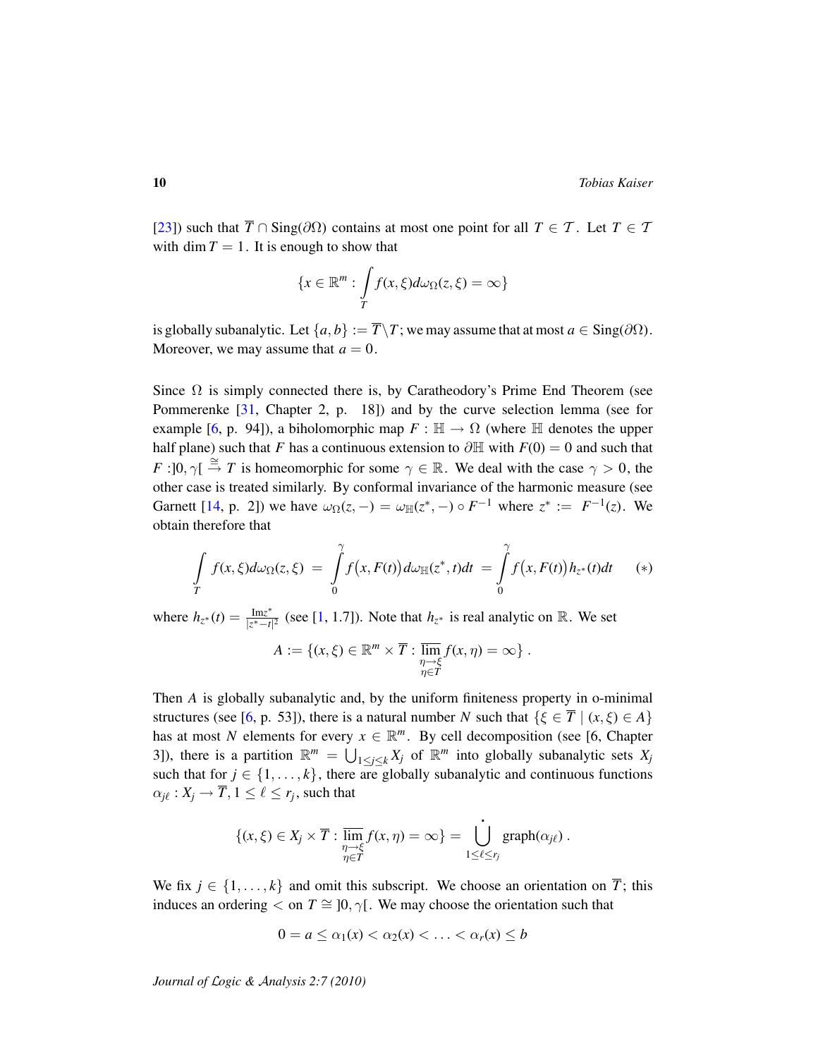[23]) such that $\overline{T} \cap \mathrm{Sing}(\partial\Omega)$ contains at most one point for all $T \in \mathcal{T}$. Let $T \in \mathcal{T}$ with $\dim T = 1$. It is enough to show that

$$\{x \in \mathbb{R}^m : \int_T f(x,\xi) d\omega_\Omega(z,\xi) = \infty\}$$

is globally subanalytic. Let $\{a,b\} := \overline{T} \setminus T$; we may assume that at most $a \in \mathrm{Sing}(\partial\Omega)$. Moreover, we may assume that $a = 0$.

Since $\Omega$ is simply connected there is, by Caratheodory's Prime End Theorem (see Pommerenke [31, Chapter 2, p. 18]) and by the curve selection lemma (see for example [6, p. 94]), a biholomorphic map $F : \mathbb{H} \to \Omega$ (where $\mathbb{H}$ denotes the upper half plane) such that $F$ has a continuous extension to $\partial\mathbb{H}$ with $F(0) = 0$ and such that $F : ]0, \gamma[ \xrightarrow{\cong} T$ is homeomorphic for some $\gamma \in \mathbb{R}$. We deal with the case $\gamma > 0$, the other case is treated similarly. By conformal invariance of the harmonic measure (see Garnett [14, p. 2]) we have $\omega_\Omega(z, -) = \omega_\mathbb{H}(z^*, -) \circ F^{-1}$ where $z^* := F^{-1}(z)$. We obtain therefore that

$$\int_T f(x,\xi) d\omega_\Omega(z,\xi) = \int_0^\gamma f\big(x, F(t)\big) d\omega_\mathbb{H}(z^*, t) dt = \int_0^\gamma f\big(x, F(t)\big) h_{z^*}(t) dt \qquad (*)$$

where $h_{z^*}(t) = \frac{\mathrm{Im} z^*}{|z^* - t|^2}$ (see [1, 1.7]). Note that $h_{z^*}$ is real analytic on $\mathbb{R}$. We set

$$A := \{(x,\xi) \in \mathbb{R}^m \times \overline{T} : \overline{\lim_{\substack{\eta \to \xi \\ \eta \in T}}} f(x,\eta) = \infty\}.$$

Then $A$ is globally subanalytic and, by the uniform finiteness property in o-minimal structures (see [6, p. 53]), there is a natural number $N$ such that $\{\xi \in \overline{T} \mid (x,\xi) \in A\}$ has at most $N$ elements for every $x \in \mathbb{R}^m$. By cell decomposition (see [6, Chapter 3]), there is a partition $\mathbb{R}^m = \bigcup_{1 \leq j \leq k} X_j$ of $\mathbb{R}^m$ into globally subanalytic sets $X_j$ such that for $j \in \{1, \ldots, k\}$, there are globally subanalytic and continuous functions $\alpha_{j\ell} : X_j \to \overline{T}, 1 \leq \ell \leq r_j$, such that

$$\{(x,\xi) \in X_j \times \overline{T} : \overline{\lim_{\substack{\eta \to \xi \\ \eta \in T}}} f(x,\eta) = \infty\} = \dot{\bigcup_{1 \leq \ell \leq r_j}} \mathrm{graph}(\alpha_{j\ell}).$$

We fix $j \in \{1, \ldots, k\}$ and omit this subscript. We choose an orientation on $\overline{T}$; this induces an ordering $<$ on $T \cong ]0, \gamma[$. We may choose the orientation such that

$$0 = a \leq \alpha_1(x) < \alpha_2(x) < \ldots < \alpha_r(x) \leq b$$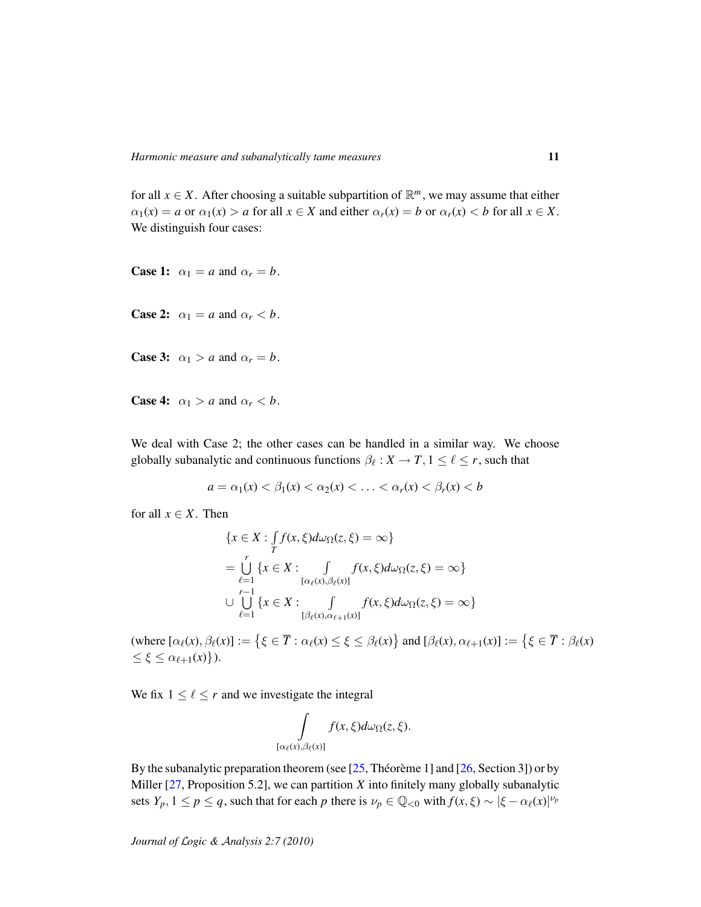for all $x \in X$. After choosing a suitable subpartition of $\mathbb{R}^m$, we may assume that either $\alpha_1(x) = a$ or $\alpha_1(x) > a$ for all $x \in X$ and either $\alpha_r(x) = b$ or $\alpha_r(x) < b$ for all $x \in X$. We distinguish four cases:

**Case 1:** $\alpha_1 = a$ and $\alpha_r = b$.

**Case 2:** $\alpha_1 = a$ and $\alpha_r < b$.

**Case 3:** $\alpha_1 > a$ and $\alpha_r = b$.

**Case 4:** $\alpha_1 > a$ and $\alpha_r < b$.

We deal with Case 2; the other cases can be handled in a similar way. We choose globally subanalytic and continuous functions $\beta_\ell : X \to T, 1 \leq \ell \leq r$, such that

$$a = \alpha_1(x) < \beta_1(x) < \alpha_2(x) < \ldots < \alpha_r(x) < \beta_r(x) < b$$

for all $x \in X$. Then

$$
\begin{aligned}
&\{x \in X : \int_T f(x,\xi) d\omega_\Omega(z,\xi) = \infty\} \\
&= \bigcup_{\ell=1}^{r} \{x \in X : \int_{[\alpha_\ell(x),\beta_\ell(x)]} f(x,\xi) d\omega_\Omega(z,\xi) = \infty\} \\
&\cup \bigcup_{\ell=1}^{r-1} \{x \in X : \int_{[\beta_\ell(x),\alpha_{\ell+1}(x)]} f(x,\xi) d\omega_\Omega(z,\xi) = \infty\}
\end{aligned}
$$

(where $[\alpha_\ell(x), \beta_\ell(x)] := \{\xi \in \overline{T} : \alpha_\ell(x) \leq \xi \leq \beta_\ell(x)\}$ and $[\beta_\ell(x), \alpha_{\ell+1}(x)] := \{\xi \in \overline{T} : \beta_\ell(x) \leq \xi \leq \alpha_{\ell+1}(x)\}$).

We fix $1 \leq \ell \leq r$ and we investigate the integral

$$\int_{[\alpha_\ell(x),\beta_\ell(x)]} f(x,\xi) d\omega_\Omega(z,\xi).$$

By the subanalytic preparation theorem (see [25, Théorème 1] and [26, Section 3]) or by Miller [27, Proposition 5.2], we can partition $X$ into finitely many globally subanalytic sets $Y_p, 1 \leq p \leq q$, such that for each $p$ there is $\nu_p \in \mathbb{Q}_{<0}$ with $f(x,\xi) \sim |\xi - \alpha_\ell(x)|^{\nu_p}$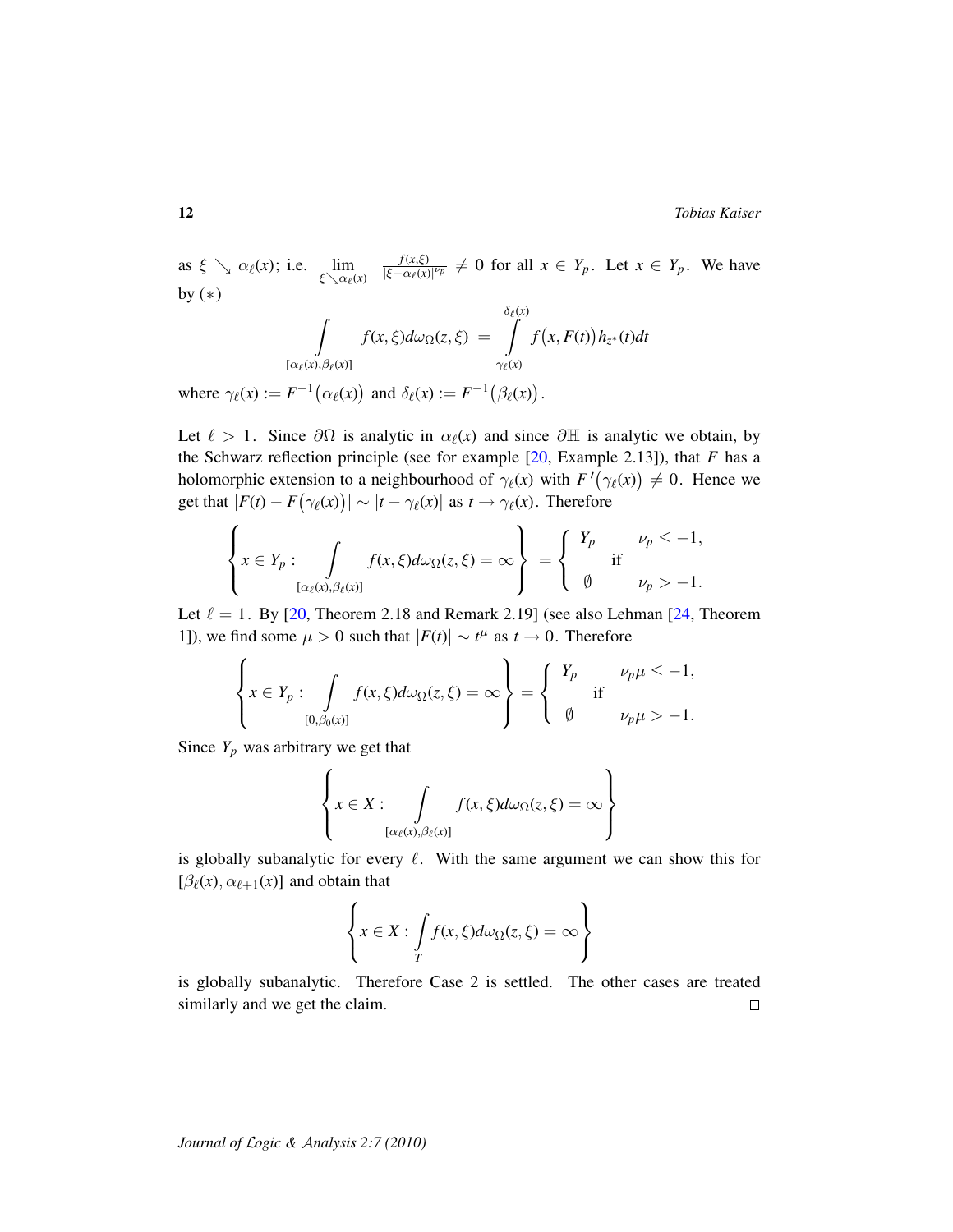as $\xi \searrow \alpha_\ell(x)$; i.e. $\lim\limits_{\xi \searrow \alpha_\ell(x)} \frac{f(x,\xi)}{|\xi - \alpha_\ell(x)|^{\nu_p}} \neq 0$ for all $x \in Y_p$. Let $x \in Y_p$. We have by $(*)$

$$\int\limits_{[\alpha_\ell(x),\beta_\ell(x)]} f(x,\xi)d\omega_\Omega(z,\xi) \;=\; \int\limits_{\gamma_\ell(x)}^{\delta_\ell(x)} f\big(x,F(t)\big)h_{z^*}(t)dt$$

where $\gamma_\ell(x) := F^{-1}\big(\alpha_\ell(x)\big)$ and $\delta_\ell(x) := F^{-1}\big(\beta_\ell(x)\big)$.

Let $\ell > 1$. Since $\partial\Omega$ is analytic in $\alpha_\ell(x)$ and since $\partial\mathbb{H}$ is analytic we obtain, by the Schwarz reflection principle (see for example [20, Example 2.13]), that $F$ has a holomorphic extension to a neighbourhood of $\gamma_\ell(x)$ with $F'\big(\gamma_\ell(x)\big) \neq 0$. Hence we get that $|F(t) - F\big(\gamma_\ell(x)\big)| \sim |t - \gamma_\ell(x)|$ as $t \to \gamma_\ell(x)$. Therefore

$$\left\{ x \in Y_p : \int\limits_{[\alpha_\ell(x),\beta_\ell(x)]} f(x,\xi)d\omega_\Omega(z,\xi) = \infty \right\} = \begin{cases} Y_p & \nu_p \leq -1, \\ & \text{if} \\ \emptyset & \nu_p > -1. \end{cases}$$

Let $\ell = 1$. By [20, Theorem 2.18 and Remark 2.19] (see also Lehman [24, Theorem 1]), we find some $\mu > 0$ such that $|F(t)| \sim t^\mu$ as $t \to 0$. Therefore

$$\left\{ x \in Y_p : \int\limits_{[0,\beta_0(x)]} f(x,\xi)d\omega_\Omega(z,\xi) = \infty \right\} = \begin{cases} Y_p & \nu_p\mu \leq -1, \\ & \text{if} \\ \emptyset & \nu_p\mu > -1. \end{cases}$$

Since $Y_p$ was arbitrary we get that

$$\left\{ x \in X : \int\limits_{[\alpha_\ell(x),\beta_\ell(x)]} f(x,\xi)d\omega_\Omega(z,\xi) = \infty \right\}$$

is globally subanalytic for every $\ell$. With the same argument we can show this for $[\beta_\ell(x), \alpha_{\ell+1}(x)]$ and obtain that

$$\left\{ x \in X : \int\limits_T f(x,\xi)d\omega_\Omega(z,\xi) = \infty \right\}$$

is globally subanalytic. Therefore Case 2 is settled. The other cases are treated similarly and we get the claim. □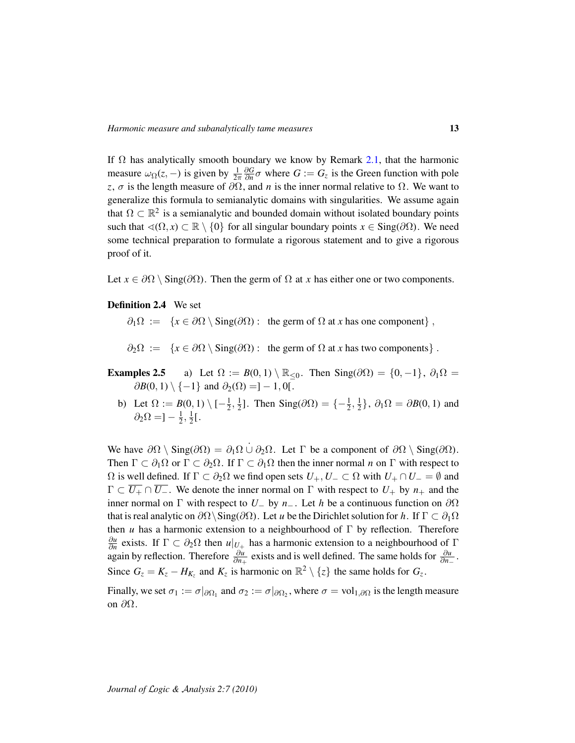If $\Omega$ has analytically smooth boundary we know by Remark 2.1, that the harmonic measure $\omega_\Omega(z,-)$ is given by $\frac{1}{2\pi}\frac{\partial G}{\partial n}\sigma$ where $G := G_z$ is the Green function with pole $z$, $\sigma$ is the length measure of $\partial\Omega$, and $n$ is the inner normal relative to $\Omega$. We want to generalize this formula to semianalytic domains with singularities. We assume again that $\Omega \subset \mathbb{R}^2$ is a semianalytic and bounded domain without isolated boundary points such that $\sphericalangle(\Omega, x) \subset \mathbb{R}\setminus\{0\}$ for all singular boundary points $x \in \mathrm{Sing}(\partial\Omega)$. We need some technical preparation to formulate a rigorous statement and to give a rigorous proof of it.

Let $x \in \partial\Omega \setminus \mathrm{Sing}(\partial\Omega)$. Then the germ of $\Omega$ at $x$ has either one or two components.

**Definition 2.4** We set

$$\partial_1\Omega := \{x \in \partial\Omega \setminus \mathrm{Sing}(\partial\Omega): \text{ the germ of } \Omega \text{ at } x \text{ has one component}\},$$

$$\partial_2\Omega := \{x \in \partial\Omega \setminus \mathrm{Sing}(\partial\Omega): \text{ the germ of } \Omega \text{ at } x \text{ has two components}\}.$$

**Examples 2.5**
a) Let $\Omega := B(0,1)\setminus \mathbb{R}_{\leq 0}$. Then $\mathrm{Sing}(\partial\Omega) = \{0,-1\}$, $\partial_1\Omega = \partial B(0,1)\setminus\{-1\}$ and $\partial_2(\Omega) = ]-1,0[$.

b) Let $\Omega := B(0,1)\setminus[-\frac{1}{2},\frac{1}{2}]$. Then $\mathrm{Sing}(\partial\Omega) = \{-\frac{1}{2},\frac{1}{2}\}$, $\partial_1\Omega = \partial B(0,1)$ and $\partial_2\Omega = ]-\frac{1}{2},\frac{1}{2}[$.

We have $\partial\Omega\setminus\mathrm{Sing}(\partial\Omega) = \partial_1\Omega \,\dot\cup\, \partial_2\Omega$. Let $\Gamma$ be a component of $\partial\Omega\setminus\mathrm{Sing}(\partial\Omega)$. Then $\Gamma\subset\partial_1\Omega$ or $\Gamma\subset\partial_2\Omega$. If $\Gamma\subset\partial_1\Omega$ then the inner normal $n$ on $\Gamma$ with respect to $\Omega$ is well defined. If $\Gamma\subset\partial_2\Omega$ we find open sets $U_+, U_- \subset \Omega$ with $U_+\cap U_- = \emptyset$ and $\Gamma\subset\overline{U_+}\cap\overline{U_-}$. We denote the inner normal on $\Gamma$ with respect to $U_+$ by $n_+$ and the inner normal on $\Gamma$ with respect to $U_-$ by $n_-$. Let $h$ be a continuous function on $\partial\Omega$ that is real analytic on $\partial\Omega\setminus\mathrm{Sing}(\partial\Omega)$. Let $u$ be the Dirichlet solution for $h$. If $\Gamma\subset\partial_1\Omega$ then $u$ has a harmonic extension to a neighbourhood of $\Gamma$ by reflection. Therefore $\frac{\partial u}{\partial n}$ exists. If $\Gamma\subset\partial_2\Omega$ then $u|_{U_+}$ has a harmonic extension to a neighbourhood of $\Gamma$ again by reflection. Therefore $\frac{\partial u}{\partial n_+}$ exists and is well defined. The same holds for $\frac{\partial u}{\partial n_-}$. Since $G_z = K_z - H_{K_z}$ and $K_z$ is harmonic on $\mathbb{R}^2\setminus\{z\}$ the same holds for $G_z$.

Finally, we set $\sigma_1 := \sigma|_{\partial\Omega_1}$ and $\sigma_2 := \sigma|_{\partial\Omega_2}$, where $\sigma = \mathrm{vol}_{1,\partial\Omega}$ is the length measure on $\partial\Omega$.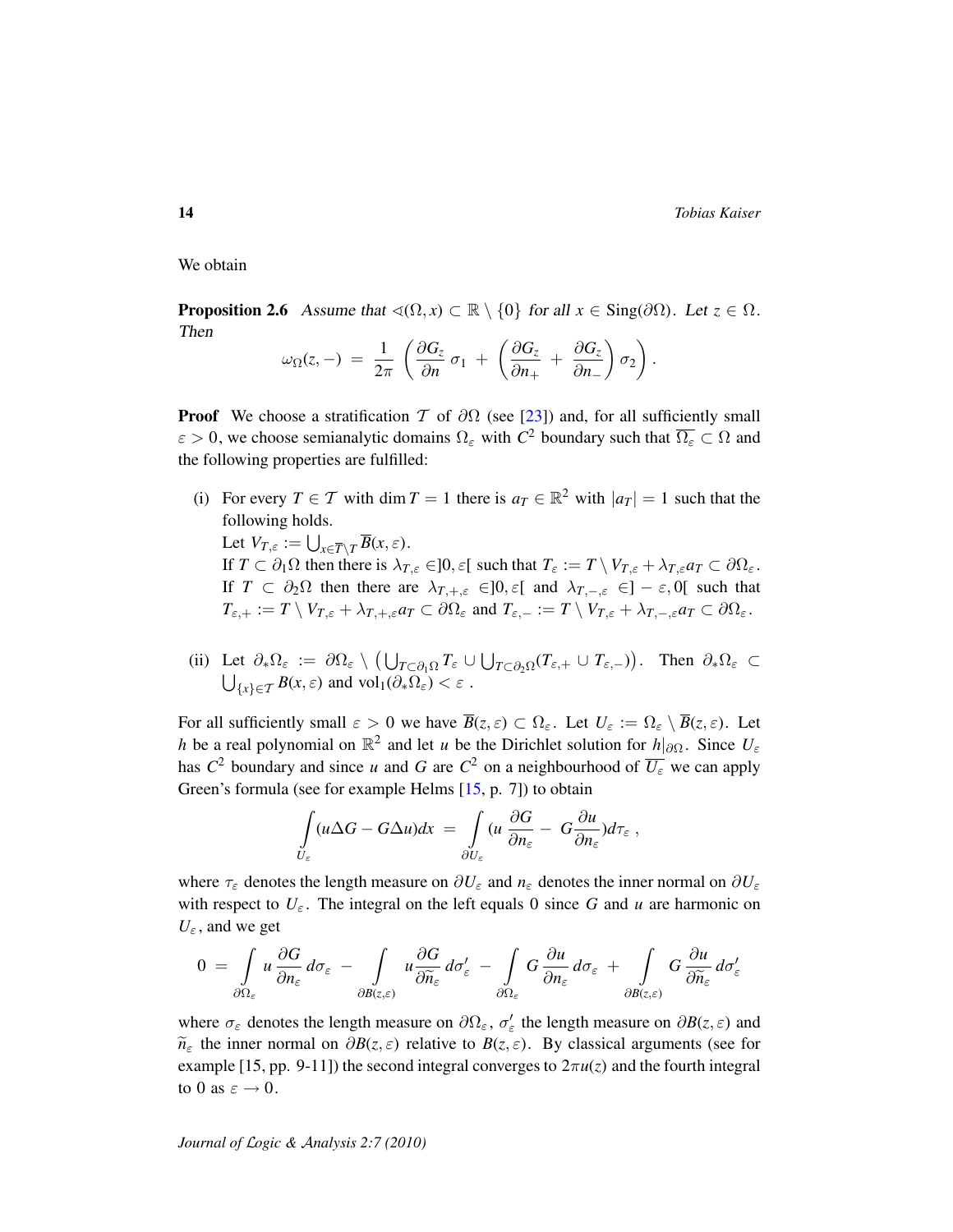We obtain

**Proposition 2.6** *Assume that* $\sphericalangle(\Omega, x) \subset \mathbb{R} \setminus \{0\}$ *for all* $x \in \mathrm{Sing}(\partial\Omega)$*. Let* $z \in \Omega$*. Then*

$$\omega_\Omega(z, -) \;=\; \frac{1}{2\pi}\left(\frac{\partial G_z}{\partial n}\,\sigma_1 \;+\; \left(\frac{\partial G_z}{\partial n_+} \;+\; \frac{\partial G_z}{\partial n_-}\right)\sigma_2\right).$$

**Proof** We choose a stratification $\mathcal{T}$ of $\partial\Omega$ (see [23]) and, for all sufficiently small $\varepsilon > 0$, we choose semianalytic domains $\Omega_\varepsilon$ with $C^2$ boundary such that $\overline{\Omega_\varepsilon} \subset \Omega$ and the following properties are fulfilled:

(i) For every $T \in \mathcal{T}$ with $\dim T = 1$ there is $a_T \in \mathbb{R}^2$ with $|a_T| = 1$ such that the following holds.
Let $V_{T,\varepsilon} := \bigcup_{x \in \overline{T}\setminus T} \overline{B}(x, \varepsilon)$.
If $T \subset \partial_1\Omega$ then there is $\lambda_{T,\varepsilon} \in ]0, \varepsilon[$ such that $T_\varepsilon := T \setminus V_{T,\varepsilon} + \lambda_{T,\varepsilon} a_T \subset \partial\Omega_\varepsilon$.
If $T \subset \partial_2\Omega$ then there are $\lambda_{T,+,\varepsilon} \in ]0, \varepsilon[$ and $\lambda_{T,-,\varepsilon} \in ]-\varepsilon, 0[$ such that $T_{\varepsilon,+} := T \setminus V_{T,\varepsilon} + \lambda_{T,+,\varepsilon} a_T \subset \partial\Omega_\varepsilon$ and $T_{\varepsilon,-} := T \setminus V_{T,\varepsilon} + \lambda_{T,-,\varepsilon} a_T \subset \partial\Omega_\varepsilon$.

(ii) Let $\partial_*\Omega_\varepsilon := \partial\Omega_\varepsilon \setminus \left(\bigcup_{T \subset \partial_1\Omega} T_\varepsilon \cup \bigcup_{T \subset \partial_2\Omega}(T_{\varepsilon,+} \cup T_{\varepsilon,-})\right)$. Then $\partial_*\Omega_\varepsilon \subset \bigcup_{\{x\} \in \mathcal{T}} B(x, \varepsilon)$ and $\mathrm{vol}_1(\partial_*\Omega_\varepsilon) < \varepsilon$.

For all sufficiently small $\varepsilon > 0$ we have $\overline{B}(z, \varepsilon) \subset \Omega_\varepsilon$. Let $U_\varepsilon := \Omega_\varepsilon \setminus \overline{B}(z, \varepsilon)$. Let $h$ be a real polynomial on $\mathbb{R}^2$ and let $u$ be the Dirichlet solution for $h|_{\partial\Omega}$. Since $U_\varepsilon$ has $C^2$ boundary and since $u$ and $G$ are $C^2$ on a neighbourhood of $\overline{U_\varepsilon}$ we can apply Green's formula (see for example Helms [15, p. 7]) to obtain

$$\int\limits_{U_\varepsilon} (u\Delta G - G\Delta u)dx \;=\; \int\limits_{\partial U_\varepsilon} (u\,\frac{\partial G}{\partial n_\varepsilon} \;-\; G\frac{\partial u}{\partial n_\varepsilon})d\tau_\varepsilon\;,$$

where $\tau_\varepsilon$ denotes the length measure on $\partial U_\varepsilon$ and $n_\varepsilon$ denotes the inner normal on $\partial U_\varepsilon$ with respect to $U_\varepsilon$. The integral on the left equals 0 since $G$ and $u$ are harmonic on $U_\varepsilon$, and we get

$$0 \;=\; \int\limits_{\partial\Omega_\varepsilon} u\,\frac{\partial G}{\partial n_\varepsilon}\,d\sigma_\varepsilon \;-\; \int\limits_{\partial B(z,\varepsilon)} u\frac{\partial G}{\partial \widetilde{n}_\varepsilon}\,d\sigma'_\varepsilon \;-\; \int\limits_{\partial\Omega_\varepsilon} G\,\frac{\partial u}{\partial n_\varepsilon}\,d\sigma_\varepsilon \;+\; \int\limits_{\partial B(z,\varepsilon)} G\,\frac{\partial u}{\partial \widetilde{n}_\varepsilon}\,d\sigma'_\varepsilon$$

where $\sigma_\varepsilon$ denotes the length measure on $\partial\Omega_\varepsilon$, $\sigma'_\varepsilon$ the length measure on $\partial B(z, \varepsilon)$ and $\widetilde{n}_\varepsilon$ the inner normal on $\partial B(z, \varepsilon)$ relative to $B(z, \varepsilon)$. By classical arguments (see for example [15, pp. 9-11]) the second integral converges to $2\pi u(z)$ and the fourth integral to 0 as $\varepsilon \to 0$.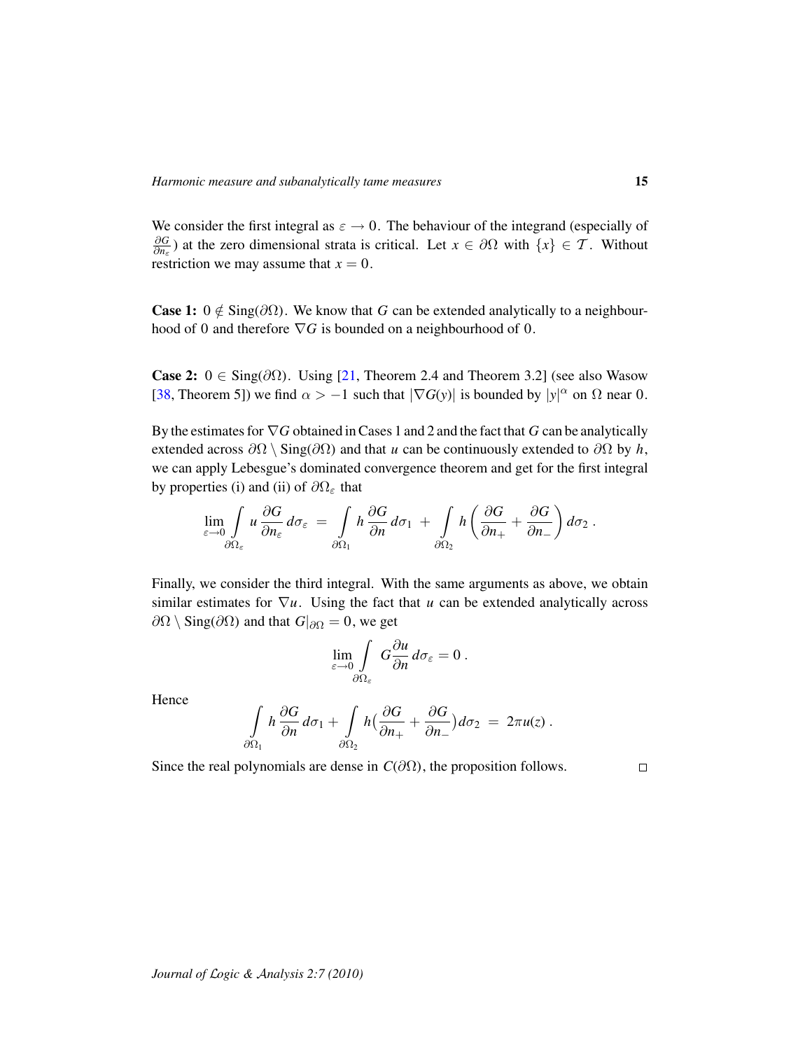We consider the first integral as $\varepsilon \to 0$. The behaviour of the integrand (especially of $\frac{\partial G}{\partial n_\varepsilon}$) at the zero dimensional strata is critical. Let $x \in \partial\Omega$ with $\{x\} \in \mathcal{T}$. Without restriction we may assume that $x = 0$.

**Case 1:** $0 \notin \mathrm{Sing}(\partial\Omega)$. We know that $G$ can be extended analytically to a neighbourhood of $0$ and therefore $\nabla G$ is bounded on a neighbourhood of $0$.

**Case 2:** $0 \in \mathrm{Sing}(\partial\Omega)$. Using [21, Theorem 2.4 and Theorem 3.2] (see also Wasow [38, Theorem 5]) we find $\alpha > -1$ such that $|\nabla G(y)|$ is bounded by $|y|^\alpha$ on $\Omega$ near $0$.

By the estimates for $\nabla G$ obtained in Cases 1 and 2 and the fact that $G$ can be analytically extended across $\partial\Omega \setminus \mathrm{Sing}(\partial\Omega)$ and that $u$ can be continuously extended to $\partial\Omega$ by $h$, we can apply Lebesgue's dominated convergence theorem and get for the first integral by properties (i) and (ii) of $\partial\Omega_\varepsilon$ that

$$\lim_{\varepsilon \to 0} \int\limits_{\partial\Omega_\varepsilon} u \, \frac{\partial G}{\partial n_\varepsilon} \, d\sigma_\varepsilon \;=\; \int\limits_{\partial\Omega_1} h \, \frac{\partial G}{\partial n} \, d\sigma_1 \;+\; \int\limits_{\partial\Omega_2} h \left( \frac{\partial G}{\partial n_+} + \frac{\partial G}{\partial n_-} \right) d\sigma_2 \,.$$

Finally, we consider the third integral. With the same arguments as above, we obtain similar estimates for $\nabla u$. Using the fact that $u$ can be extended analytically across $\partial\Omega \setminus \mathrm{Sing}(\partial\Omega)$ and that $G|_{\partial\Omega} = 0$, we get

$$\lim_{\varepsilon \to 0} \int\limits_{\partial\Omega_\varepsilon} G \frac{\partial u}{\partial n} \, d\sigma_\varepsilon = 0 \,.$$

Hence

$$\int\limits_{\partial\Omega_1} h \, \frac{\partial G}{\partial n} \, d\sigma_1 + \int\limits_{\partial\Omega_2} h \big( \frac{\partial G}{\partial n_+} + \frac{\partial G}{\partial n_-} \big) d\sigma_2 \;=\; 2\pi u(z) \,.$$

Since the real polynomials are dense in $C(\partial\Omega)$, the proposition follows. □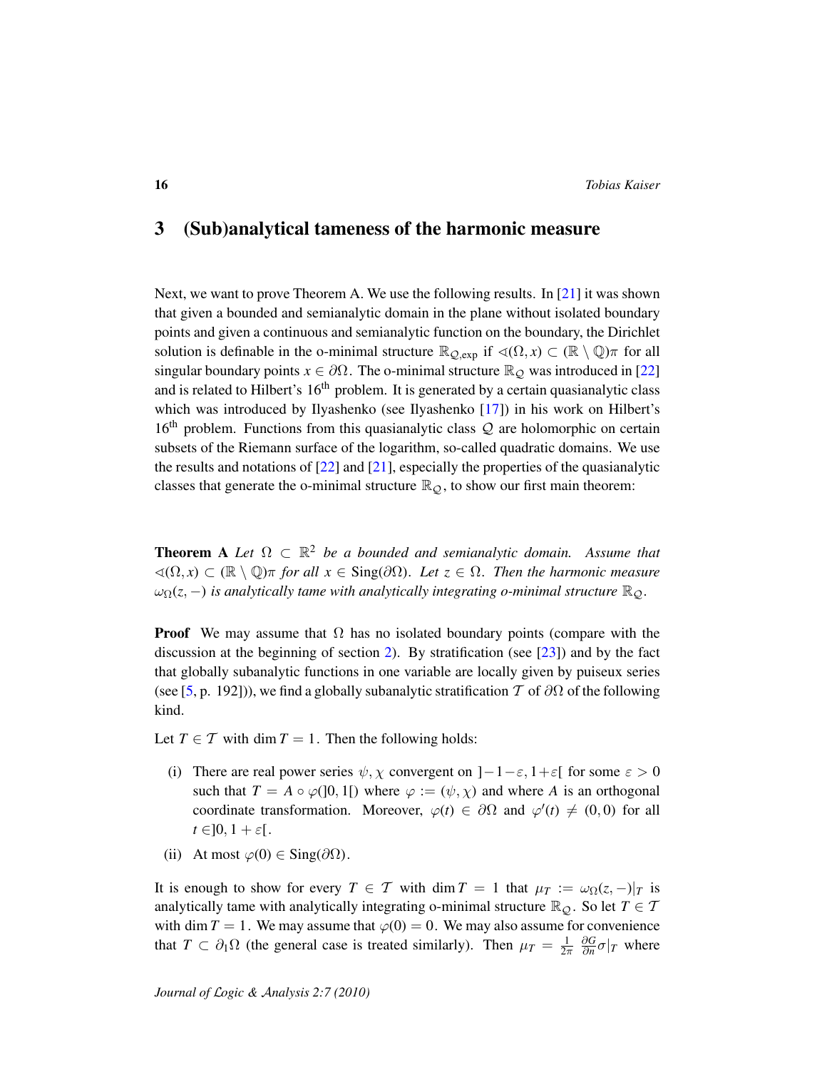## 3 (Sub)analytical tameness of the harmonic measure

Next, we want to prove Theorem A. We use the following results. In [21] it was shown that given a bounded and semianalytic domain in the plane without isolated boundary points and given a continuous and semianalytic function on the boundary, the Dirichlet solution is definable in the o-minimal structure $\mathbb{R}_{\mathcal{Q},\exp}$ if $\sphericalangle(\Omega, x) \subset (\mathbb{R}\setminus\mathbb{Q})\pi$ for all singular boundary points $x \in \partial\Omega$. The o-minimal structure $\mathbb{R}_{\mathcal{Q}}$ was introduced in [22] and is related to Hilbert's 16[th] problem. It is generated by a certain quasianalytic class which was introduced by Ilyashenko (see Ilyashenko [17]) in his work on Hilbert's 16[th] problem. Functions from this quasianalytic class $\mathcal{Q}$ are holomorphic on certain subsets of the Riemann surface of the logarithm, so-called quadratic domains. We use the results and notations of [22] and [21], especially the properties of the quasianalytic classes that generate the o-minimal structure $\mathbb{R}_{\mathcal{Q}}$, to show our first main theorem:

**Theorem A** *Let $\Omega \subset \mathbb{R}^2$ be a bounded and semianalytic domain. Assume that $\sphericalangle(\Omega, x) \subset (\mathbb{R}\setminus\mathbb{Q})\pi$ for all $x \in \mathrm{Sing}(\partial\Omega)$. Let $z \in \Omega$. Then the harmonic measure $\omega_\Omega(z,-)$ is analytically tame with analytically integrating o-minimal structure $\mathbb{R}_{\mathcal{Q}}$.*

**Proof** We may assume that $\Omega$ has no isolated boundary points (compare with the discussion at the beginning of section 2). By stratification (see [23]) and by the fact that globally subanalytic functions in one variable are locally given by puiseux series (see [5, p. 192])), we find a globally subanalytic stratification $\mathcal{T}$ of $\partial\Omega$ of the following kind.

Let $T \in \mathcal{T}$ with $\dim T = 1$. Then the following holds:

- (i) There are real power series $\psi, \chi$ convergent on $]-1-\varepsilon, 1+\varepsilon[$ for some $\varepsilon > 0$ such that $T = A \circ \varphi(]0,1[)$ where $\varphi := (\psi, \chi)$ and where $A$ is an orthogonal coordinate transformation. Moreover, $\varphi(t) \in \partial\Omega$ and $\varphi'(t) \neq (0,0)$ for all $t \in ]0, 1+\varepsilon[$.
- (ii) At most $\varphi(0) \in \mathrm{Sing}(\partial\Omega)$.

It is enough to show for every $T \in \mathcal{T}$ with $\dim T = 1$ that $\mu_T := \omega_\Omega(z,-)|_T$ is analytically tame with analytically integrating o-minimal structure $\mathbb{R}_{\mathcal{Q}}$. So let $T \in \mathcal{T}$ with $\dim T = 1$. We may assume that $\varphi(0) = 0$. We may also assume for convenience that $T \subset \partial_1\Omega$ (the general case is treated similarly). Then $\mu_T = \frac{1}{2\pi}\,\frac{\partial G}{\partial n}\sigma|_T$ where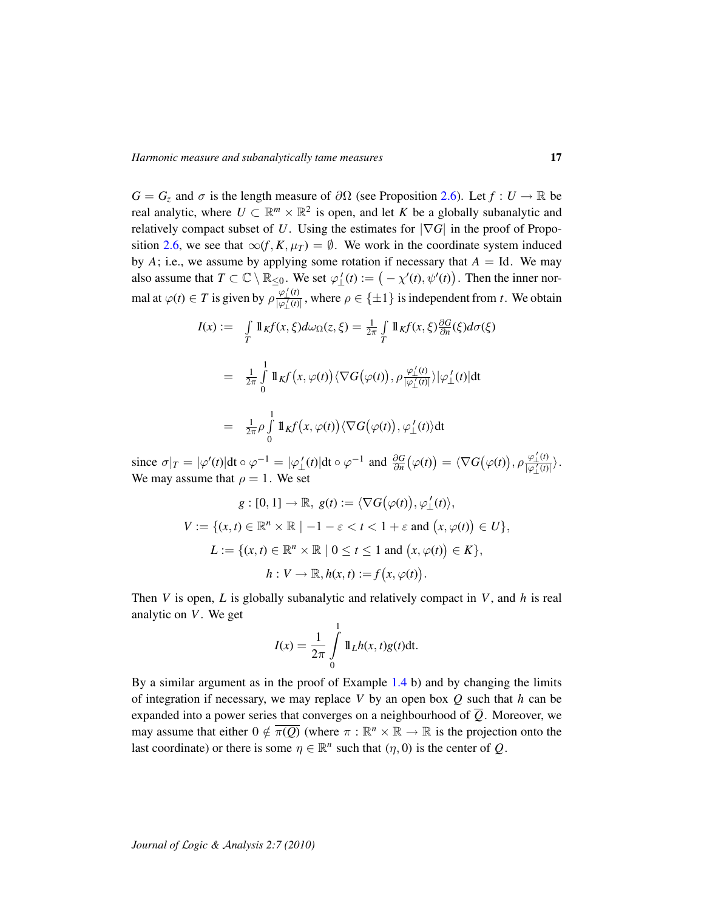$G = G_z$ and $\sigma$ is the length measure of $\partial\Omega$ (see Proposition 2.6). Let $f : U \to \mathbb{R}$ be real analytic, where $U \subset \mathbb{R}^m \times \mathbb{R}^2$ is open, and let $K$ be a globally subanalytic and relatively compact subset of $U$. Using the estimates for $|\nabla G|$ in the proof of Proposition 2.6, we see that $\infty(f, K, \mu_T) = \emptyset$. We work in the coordinate system induced by $A$; i.e., we assume by applying some rotation if necessary that $A = \mathrm{Id}$. We may also assume that $T \subset \mathbb{C} \setminus \mathbb{R}_{\leq 0}$. We set $\varphi_\perp'(t) := \big(-\chi'(t), \psi'(t)\big)$. Then the inner normal at $\varphi(t) \in T$ is given by $\rho \frac{\varphi_\perp'(t)}{|\varphi_\perp'(t)|}$, where $\rho \in \{\pm 1\}$ is independent from $t$. We obtain

$$
\begin{aligned}
I(x) :=& \int_T \mathbb{1}_K f(x,\xi) d\omega_\Omega(z,\xi) = \frac{1}{2\pi} \int_T \mathbb{1}_K f(x,\xi) \frac{\partial G}{\partial n}(\xi) d\sigma(\xi) \\
=& \frac{1}{2\pi} \int_0^1 \mathbb{1}_K f\big(x, \varphi(t)\big) \langle \nabla G\big(\varphi(t)\big), \rho \frac{\varphi_\perp'(t)}{|\varphi_\perp'(t)|} \rangle |\varphi_\perp'(t)| \mathrm{dt} \\
=& \frac{1}{2\pi} \rho \int_0^1 \mathbb{1}_K f\big(x, \varphi(t)\big) \langle \nabla G\big(\varphi(t)\big), \varphi_\perp'(t) \rangle \mathrm{dt}
\end{aligned}
$$

since $\sigma|_T = |\varphi'(t)|\mathrm{dt} \circ \varphi^{-1} = |\varphi_\perp'(t)|\mathrm{dt} \circ \varphi^{-1}$ and $\frac{\partial G}{\partial n}\big(\varphi(t)\big) = \langle \nabla G\big(\varphi(t)\big), \rho \frac{\varphi_\perp'(t)}{|\varphi_\perp'(t)|} \rangle$. We may assume that $\rho = 1$. We set

$$
\begin{gathered}
g : [0,1] \to \mathbb{R},\ g(t) := \langle \nabla G\big(\varphi(t)\big), \varphi_\perp'(t) \rangle, \\
V := \{(x,t) \in \mathbb{R}^n \times \mathbb{R} \mid -1-\varepsilon < t < 1+\varepsilon \text{ and } \big(x, \varphi(t)\big) \in U\}, \\
L := \{(x,t) \in \mathbb{R}^n \times \mathbb{R} \mid 0 \leq t \leq 1 \text{ and } \big(x, \varphi(t)\big) \in K\}, \\
h : V \to \mathbb{R}, h(x,t) := f\big(x, \varphi(t)\big).
\end{gathered}
$$

Then $V$ is open, $L$ is globally subanalytic and relatively compact in $V$, and $h$ is real analytic on $V$. We get

$$
I(x) = \frac{1}{2\pi} \int_0^1 \mathbb{1}_L h(x,t) g(t) \mathrm{dt}.
$$

By a similar argument as in the proof of Example 1.4 b) and by changing the limits of integration if necessary, we may replace $V$ by an open box $Q$ such that $h$ can be expanded into a power series that converges on a neighbourhood of $\overline{Q}$. Moreover, we may assume that either $0 \notin \overline{\pi(Q)}$ (where $\pi : \mathbb{R}^n \times \mathbb{R} \to \mathbb{R}$ is the projection onto the last coordinate) or there is some $\eta \in \mathbb{R}^n$ such that $(\eta, 0)$ is the center of $Q$.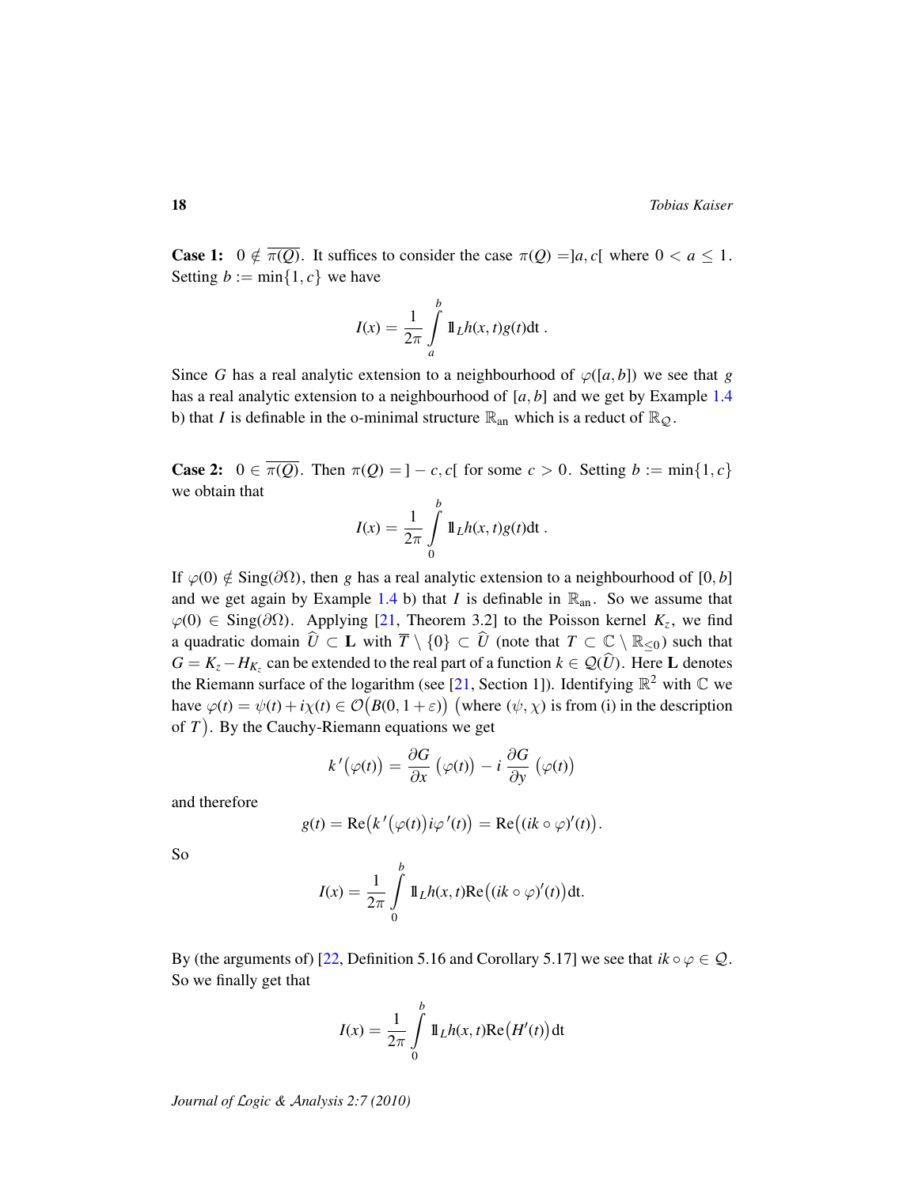**Case 1:** $0 \notin \overline{\pi(Q)}$. It suffices to consider the case $\pi(Q) = ]a, c[$ where $0 < a \leq 1$. Setting $b := \min\{1, c\}$ we have

$$I(x) = \frac{1}{2\pi} \int_a^b \mathbb{1}_L h(x,t) g(t) \mathrm{d}t \,.$$

Since $G$ has a real analytic extension to a neighbourhood of $\varphi([a,b])$ we see that $g$ has a real analytic extension to a neighbourhood of $[a,b]$ and we get by Example 1.4 b) that $I$ is definable in the o-minimal structure $\mathbb{R}_{\mathrm{an}}$ which is a reduct of $\mathbb{R}_{\mathcal{Q}}$.

**Case 2:** $0 \in \overline{\pi(Q)}$. Then $\pi(Q) = ]-c, c[$ for some $c > 0$. Setting $b := \min\{1, c\}$ we obtain that

$$I(x) = \frac{1}{2\pi} \int_0^b \mathbb{1}_L h(x,t) g(t) \mathrm{d}t \,.$$

If $\varphi(0) \notin \mathrm{Sing}(\partial\Omega)$, then $g$ has a real analytic extension to a neighbourhood of $[0,b]$ and we get again by Example 1.4 b) that $I$ is definable in $\mathbb{R}_{\mathrm{an}}$. So we assume that $\varphi(0) \in \mathrm{Sing}(\partial\Omega)$. Applying [21, Theorem 3.2] to the Poisson kernel $K_z$, we find a quadratic domain $\widehat{U} \subset \mathbf{L}$ with $\overline{T} \setminus \{0\} \subset \widehat{U}$ (note that $T \subset \mathbb{C} \setminus \mathbb{R}_{\leq 0}$) such that $G = K_z - H_{K_z}$ can be extended to the real part of a function $k \in \mathcal{Q}(\widehat{U})$. Here $\mathbf{L}$ denotes the Riemann surface of the logarithm (see [21, Section 1]). Identifying $\mathbb{R}^2$ with $\mathbb{C}$ we have $\varphi(t) = \psi(t) + i\chi(t) \in \mathcal{O}\big(B(0, 1+\varepsilon)\big)$ $\big($where $(\psi, \chi)$ is from (i) in the description of $T\big)$. By the Cauchy-Riemann equations we get

$$k'\big(\varphi(t)\big) = \frac{\partial G}{\partial x}\,\big(\varphi(t)\big) - i\,\frac{\partial G}{\partial y}\,\big(\varphi(t)\big)$$

and therefore

$$g(t) = \mathrm{Re}\big(k'\big(\varphi(t)\big) i\varphi'(t)\big) = \mathrm{Re}\big((ik \circ \varphi)'(t)\big).$$

So

$$I(x) = \frac{1}{2\pi} \int_0^b \mathbb{1}_L h(x,t) \mathrm{Re}\big((ik \circ \varphi)'(t)\big) \mathrm{d}t.$$

By (the arguments of) [22, Definition 5.16 and Corollary 5.17] we see that $ik \circ \varphi \in \mathcal{Q}$. So we finally get that

$$I(x) = \frac{1}{2\pi} \int_0^b \mathbb{1}_L h(x,t) \mathrm{Re}\big(H'(t)\big) \mathrm{d}t$$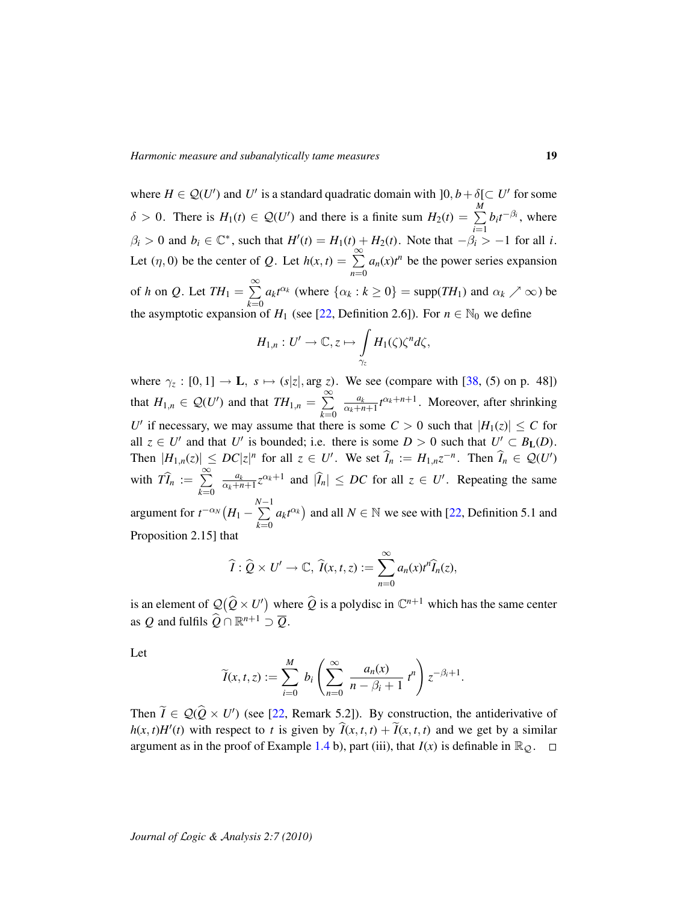where $H \in \mathcal{Q}(U')$ and $U'$ is a standard quadratic domain with $]0, b+\delta[\subset U'$ for some $\delta > 0$. There is $H_1(t) \in \mathcal{Q}(U')$ and there is a finite sum $H_2(t) = \sum_{i=1}^{M} b_i t^{-\beta_i}$, where $\beta_i > 0$ and $b_i \in \mathbb{C}^*$, such that $H'(t) = H_1(t) + H_2(t)$. Note that $-\beta_i > -1$ for all $i$. Let $(\eta, 0)$ be the center of $Q$. Let $h(x,t) = \sum_{n=0}^{\infty} a_n(x)t^n$ be the power series expansion of $h$ on $Q$. Let $TH_1 = \sum_{k=0}^{\infty} a_k t^{\alpha_k}$ (where $\{\alpha_k : k \geq 0\} = \mathrm{supp}(TH_1)$ and $\alpha_k \nearrow \infty$) be the asymptotic expansion of $H_1$ (see [22, Definition 2.6]). For $n \in \mathbb{N}_0$ we define

$$H_{1,n} : U' \to \mathbb{C}, z \mapsto \int_{\gamma_z} H_1(\zeta)\zeta^n d\zeta,$$

where $\gamma_z : [0,1] \to \mathbf{L}$, $s \mapsto (s|z|, \arg z)$. We see (compare with [38, (5) on p. 48]) that $H_{1,n} \in \mathcal{Q}(U')$ and that $TH_{1,n} = \sum_{k=0}^{\infty} \frac{a_k}{\alpha_k+n+1} t^{\alpha_k+n+1}$. Moreover, after shrinking $U'$ if necessary, we may assume that there is some $C > 0$ such that $|H_1(z)| \leq C$ for all $z \in U'$ and that $U'$ is bounded; i.e. there is some $D > 0$ such that $U' \subset B_{\mathbf{L}}(D)$. Then $|H_{1,n}(z)| \leq DC|z|^n$ for all $z \in U'$. We set $\widehat{I}_n := H_{1,n}z^{-n}$. Then $\widehat{I}_n \in \mathcal{Q}(U')$ with $T\widehat{I}_n := \sum_{k=0}^{\infty} \frac{a_k}{\alpha_k+n+1} z^{\alpha_k+1}$ and $|\widehat{I}_n| \leq DC$ for all $z \in U'$. Repeating the same argument for $t^{-\alpha_N}\big(H_1 - \sum_{k=0}^{N-1} a_k t^{\alpha_k}\big)$ and all $N \in \mathbb{N}$ we see with [22, Definition 5.1 and Proposition 2.15] that

$$\widehat{I} : \widehat{Q} \times U' \to \mathbb{C}, \; \widehat{I}(x,t,z) := \sum_{n=0}^{\infty} a_n(x)t^n \widehat{I}_n(z),$$

is an element of $\mathcal{Q}\big(\widehat{Q} \times U'\big)$ where $\widehat{Q}$ is a polydisc in $\mathbb{C}^{n+1}$ which has the same center as $Q$ and fulfils $\widehat{Q} \cap \mathbb{R}^{n+1} \supset \overline{Q}$.

Let

$$\widetilde{I}(x,t,z) := \sum_{i=0}^{M} b_i \left( \sum_{n=0}^{\infty} \frac{a_n(x)}{n - \beta_i + 1} \, t^n \right) z^{-\beta_i + 1}.$$

Then $\widetilde{I} \in \mathcal{Q}(\widehat{Q} \times U')$ (see [22, Remark 5.2]). By construction, the antiderivative of $h(x,t)H'(t)$ with respect to $t$ is given by $\widehat{I}(x,t,t) + \widetilde{I}(x,t,t)$ and we get by a similar argument as in the proof of Example 1.4 b), part (iii), that $I(x)$ is definable in $\mathbb{R}_{\mathcal{Q}}$. $\square$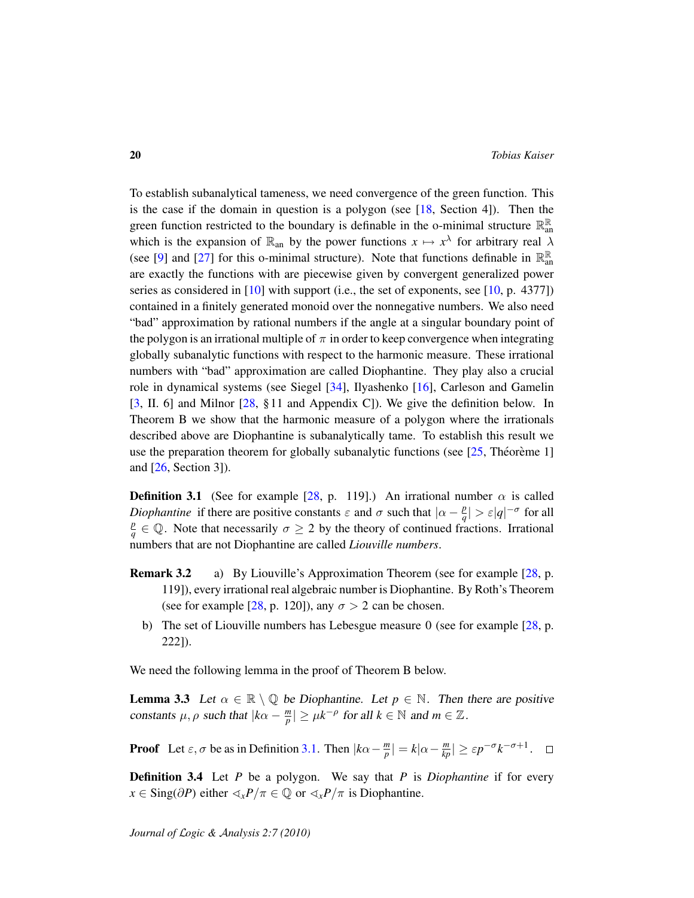To establish subanalytical tameness, we need convergence of the green function. This is the case if the domain in question is a polygon (see [18, Section 4]). Then the green function restricted to the boundary is definable in the o-minimal structure $\mathbb{R}_{\text{an}}^{\mathbb{R}}$ which is the expansion of $\mathbb{R}_{\text{an}}$ by the power functions $x \mapsto x^\lambda$ for arbitrary real $\lambda$ (see [9] and [27] for this o-minimal structure). Note that functions definable in $\mathbb{R}_{\text{an}}^{\mathbb{R}}$ are exactly the functions with are piecewise given by convergent generalized power series as considered in [10] with support (i.e., the set of exponents, see [10, p. 4377]) contained in a finitely generated monoid over the nonnegative numbers. We also need "bad" approximation by rational numbers if the angle at a singular boundary point of the polygon is an irrational multiple of $\pi$ in order to keep convergence when integrating globally subanalytic functions with respect to the harmonic measure. These irrational numbers with "bad" approximation are called Diophantine. They play also a crucial role in dynamical systems (see Siegel [34], Ilyashenko [16], Carleson and Gamelin [3, II. 6] and Milnor [28, §11 and Appendix C]). We give the definition below. In Theorem B we show that the harmonic measure of a polygon where the irrationals described above are Diophantine is subanalytically tame. To establish this result we use the preparation theorem for globally subanalytic functions (see [25, Théorème 1] and [26, Section 3]).

**Definition 3.1** (See for example [28, p. 119].) An irrational number $\alpha$ is called *Diophantine* if there are positive constants $\varepsilon$ and $\sigma$ such that $|\alpha - \frac{p}{q}| > \varepsilon |q|^{-\sigma}$ for all $\frac{p}{q} \in \mathbb{Q}$. Note that necessarily $\sigma \geq 2$ by the theory of continued fractions. Irrational numbers that are not Diophantine are called *Liouville numbers*.

**Remark 3.2**
a) By Liouville's Approximation Theorem (see for example [28, p. 119]), every irrational real algebraic number is Diophantine. By Roth's Theorem (see for example [28, p. 120]), any $\sigma > 2$ can be chosen.

b) The set of Liouville numbers has Lebesgue measure 0 (see for example [28, p. 222]).

We need the following lemma in the proof of Theorem B below.

**Lemma 3.3** *Let $\alpha \in \mathbb{R} \setminus \mathbb{Q}$ be Diophantine. Let $p \in \mathbb{N}$. Then there are positive constants $\mu, \rho$ such that $|k\alpha - \frac{m}{p}| \geq \mu k^{-\rho}$ for all $k \in \mathbb{N}$ and $m \in \mathbb{Z}$.*

**Proof** Let $\varepsilon, \sigma$ be as in Definition 3.1. Then $|k\alpha - \frac{m}{p}| = k|\alpha - \frac{m}{kp}| \geq \varepsilon p^{-\sigma} k^{-\sigma+1}$. □

**Definition 3.4** Let $P$ be a polygon. We say that $P$ is *Diophantine* if for every $x \in \text{Sing}(\partial P)$ either $\sphericalangle_x P/\pi \in \mathbb{Q}$ or $\sphericalangle_x P/\pi$ is Diophantine.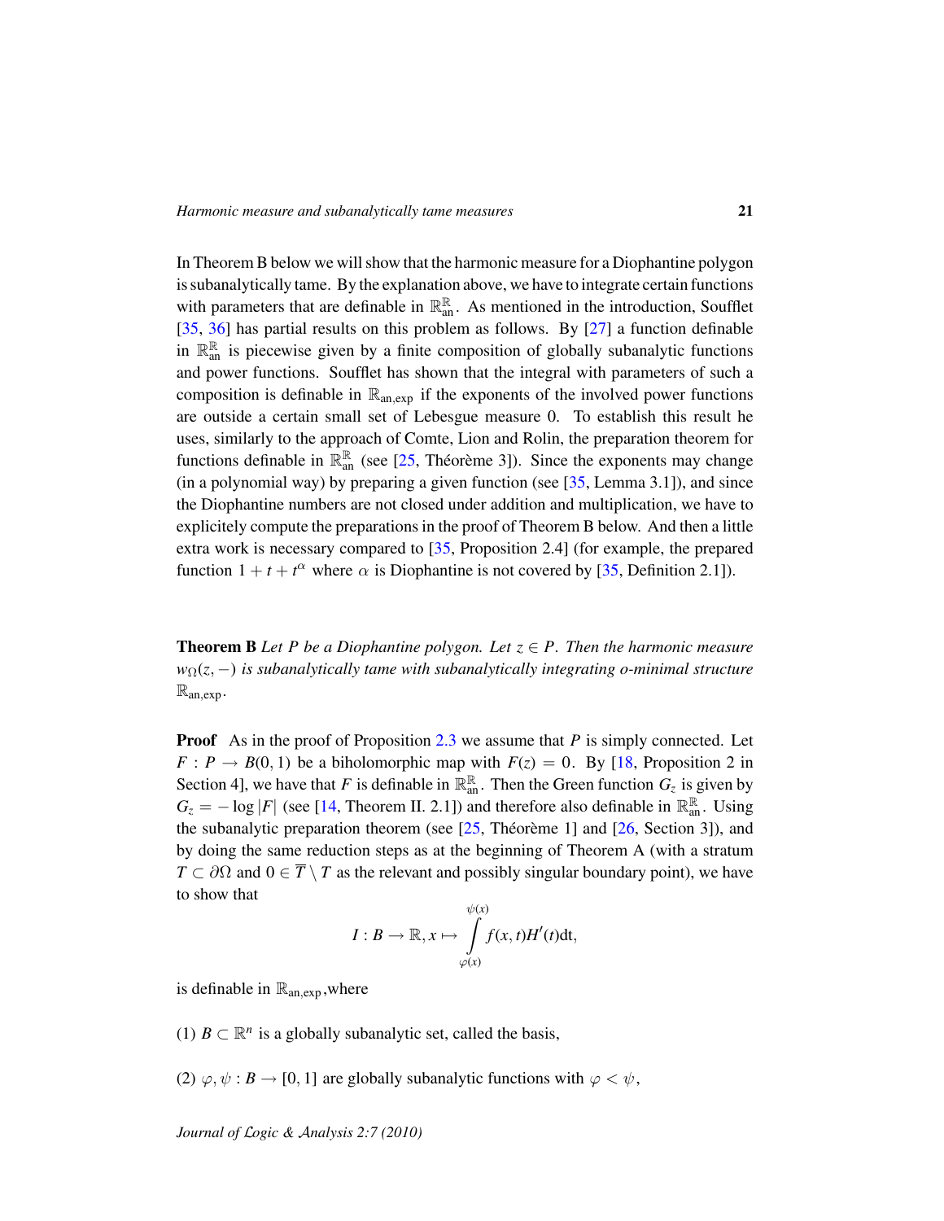In Theorem B below we will show that the harmonic measure for a Diophantine polygon is subanalytically tame. By the explanation above, we have to integrate certain functions with parameters that are definable in $\mathbb{R}_{\text{an}}^{\mathbb{R}}$. As mentioned in the introduction, Soufflet [35, 36] has partial results on this problem as follows. By [27] a function definable in $\mathbb{R}_{\text{an}}^{\mathbb{R}}$ is piecewise given by a finite composition of globally subanalytic functions and power functions. Soufflet has shown that the integral with parameters of such a composition is definable in $\mathbb{R}_{\text{an,exp}}$ if the exponents of the involved power functions are outside a certain small set of Lebesgue measure 0. To establish this result he uses, similarly to the approach of Comte, Lion and Rolin, the preparation theorem for functions definable in $\mathbb{R}_{\text{an}}^{\mathbb{R}}$ (see [25, Théorème 3]). Since the exponents may change (in a polynomial way) by preparing a given function (see [35, Lemma 3.1]), and since the Diophantine numbers are not closed under addition and multiplication, we have to explicitly compute the preparations in the proof of Theorem B below. And then a little extra work is necessary compared to [35, Proposition 2.4] (for example, the prepared function $1 + t + t^{\alpha}$ where $\alpha$ is Diophantine is not covered by [35, Definition 2.1]).

**Theorem B** *Let $P$ be a Diophantine polygon. Let $z \in P$. Then the harmonic measure $w_{\Omega}(z, -)$ is subanalytically tame with subanalytically integrating o-minimal structure $\mathbb{R}_{\text{an,exp}}$.*

**Proof** As in the proof of Proposition 2.3 we assume that $P$ is simply connected. Let $F : P \to B(0, 1)$ be a biholomorphic map with $F(z) = 0$. By [18, Proposition 2 in Section 4], we have that $F$ is definable in $\mathbb{R}_{\text{an}}^{\mathbb{R}}$. Then the Green function $G_z$ is given by $G_z = -\log|F|$ (see [14, Theorem II. 2.1]) and therefore also definable in $\mathbb{R}_{\text{an}}^{\mathbb{R}}$. Using the subanalytic preparation theorem (see [25, Théorème 1] and [26, Section 3]), and by doing the same reduction steps as at the beginning of Theorem A (with a stratum $T \subset \partial\Omega$ and $0 \in \overline{T} \setminus T$ as the relevant and possibly singular boundary point), we have to show that

$$I : B \to \mathbb{R}, x \mapsto \int_{\varphi(x)}^{\psi(x)} f(x,t)H'(t)\mathrm{d}t,$$

is definable in $\mathbb{R}_{\text{an,exp}}$, where

(1) $B \subset \mathbb{R}^n$ is a globally subanalytic set, called the basis,

(2) $\varphi, \psi : B \to [0, 1]$ are globally subanalytic functions with $\varphi < \psi$,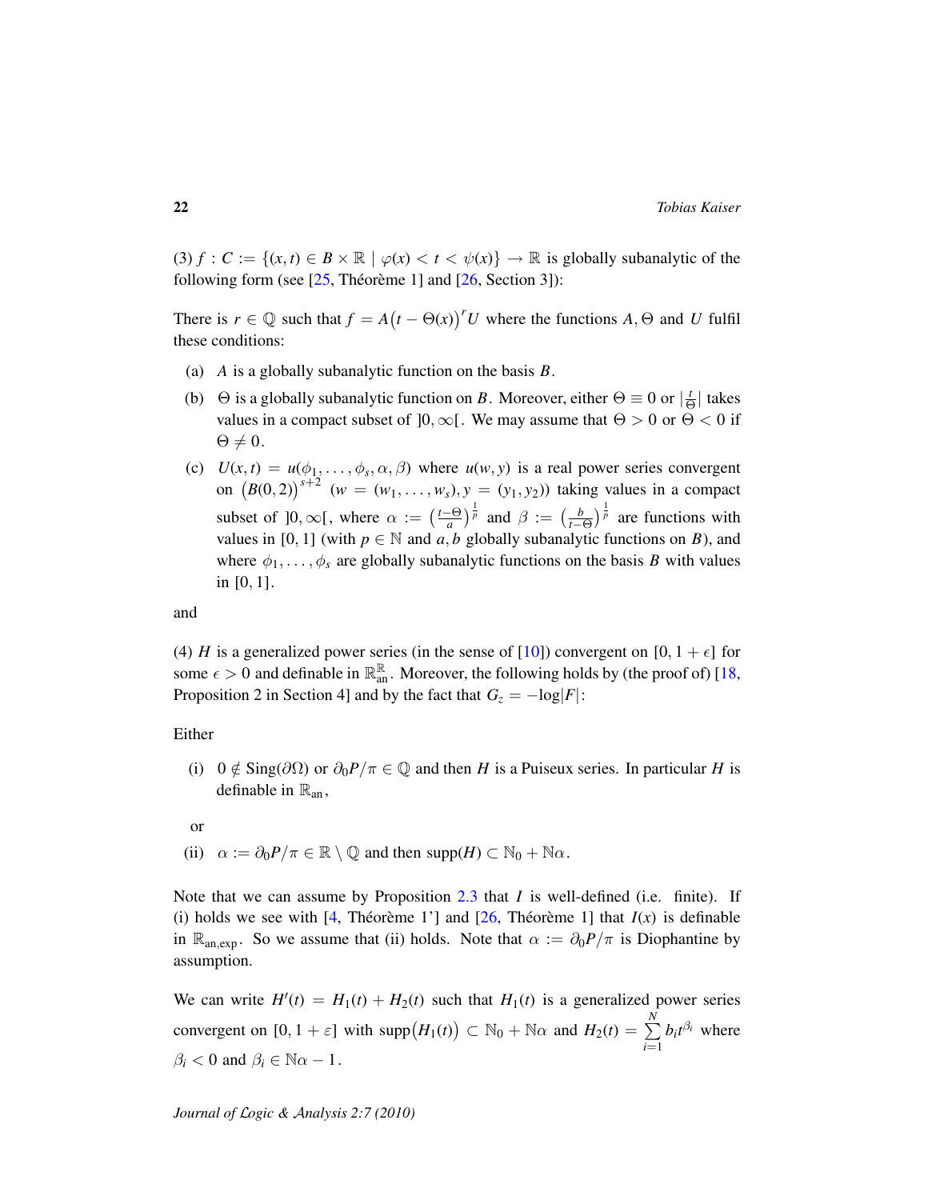(3) $f : C := \{(x,t) \in B \times \mathbb{R} \mid \varphi(x) < t < \psi(x)\} \to \mathbb{R}$ is globally subanalytic of the following form (see [25, Théorème 1] and [26, Section 3]):

There is $r \in \mathbb{Q}$ such that $f = A\big(t - \Theta(x)\big)^r U$ where the functions $A, \Theta$ and $U$ fulfil these conditions:

- (a) $A$ is a globally subanalytic function on the basis $B$.
- (b) $\Theta$ is a globally subanalytic function on $B$. Moreover, either $\Theta \equiv 0$ or $|\frac{t}{\Theta}|$ takes values in a compact subset of $]0,\infty[$. We may assume that $\Theta > 0$ or $\Theta < 0$ if $\Theta \neq 0$.
- (c) $U(x,t) = u(\phi_1, \ldots, \phi_s, \alpha, \beta)$ where $u(w,y)$ is a real power series convergent on $\big(B(0,2)\big)^{s+2}$ ($w = (w_1, \ldots, w_s), y = (y_1, y_2)$) taking values in a compact subset of $]0,\infty[$, where $\alpha := \big(\frac{t-\Theta}{a}\big)^{\frac{1}{p}}$ and $\beta := \big(\frac{b}{t-\Theta}\big)^{\frac{1}{p}}$ are functions with values in $[0,1]$ (with $p \in \mathbb{N}$ and $a, b$ globally subanalytic functions on $B$), and where $\phi_1, \ldots, \phi_s$ are globally subanalytic functions on the basis $B$ with values in $[0,1]$.

and

(4) $H$ is a generalized power series (in the sense of [10]) convergent on $[0, 1+\epsilon]$ for some $\epsilon > 0$ and definable in $\mathbb{R}_{\text{an}}^{\mathbb{R}}$. Moreover, the following holds by (the proof of) [18, Proposition 2 in Section 4] and by the fact that $G_z = -\log|F|$:

Either

- (i) $0 \notin \text{Sing}(\partial\Omega)$ or $\partial_0 P/\pi \in \mathbb{Q}$ and then $H$ is a Puiseux series. In particular $H$ is definable in $\mathbb{R}_{\text{an}}$,

  or

- (ii) $\alpha := \partial_0 P/\pi \in \mathbb{R} \setminus \mathbb{Q}$ and then $\text{supp}(H) \subset \mathbb{N}_0 + \mathbb{N}\alpha$.

Note that we can assume by Proposition 2.3 that $I$ is well-defined (i.e. finite). If (i) holds we see with [4, Théorème 1'] and [26, Théorème 1] that $I(x)$ is definable in $\mathbb{R}_{\text{an,exp}}$. So we assume that (ii) holds. Note that $\alpha := \partial_0 P/\pi$ is Diophantine by assumption.

We can write $H'(t) = H_1(t) + H_2(t)$ such that $H_1(t)$ is a generalized power series convergent on $[0, 1+\varepsilon]$ with $\text{supp}\big(H_1(t)\big) \subset \mathbb{N}_0 + \mathbb{N}\alpha$ and $H_2(t) = \sum_{i=1}^{N} b_i t^{\beta_i}$ where $\beta_i < 0$ and $\beta_i \in \mathbb{N}\alpha - 1$.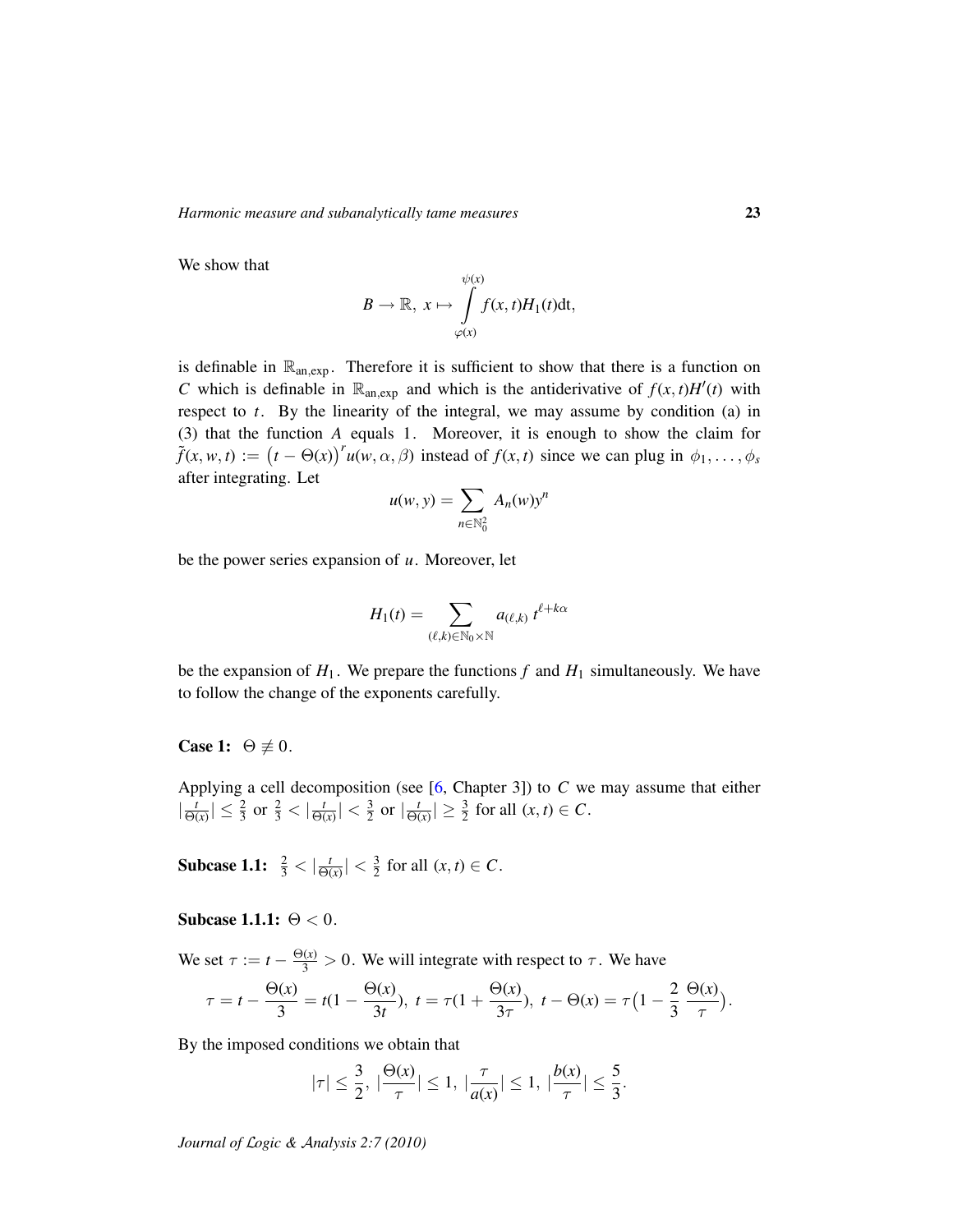We show that

$$B \to \mathbb{R},\ x \mapsto \int\limits_{\varphi(x)}^{\psi(x)} f(x,t)H_1(t)\mathrm{dt},$$

is definable in $\mathbb{R}_{\mathrm{an,exp}}$. Therefore it is sufficient to show that there is a function on $C$ which is definable in $\mathbb{R}_{\mathrm{an,exp}}$ and which is the antiderivative of $f(x,t)H'(t)$ with respect to $t$. By the linearity of the integral, we may assume by condition (a) in (3) that the function $A$ equals 1. Moreover, it is enough to show the claim for $\tilde{f}(x,w,t) := \big(t - \Theta(x)\big)^r u(w,\alpha,\beta)$ instead of $f(x,t)$ since we can plug in $\phi_1,\ldots,\phi_s$ after integrating. Let

$$u(w,y) = \sum_{n\in\mathbb{N}_0^2} A_n(w)y^n$$

be the power series expansion of $u$. Moreover, let

$$H_1(t) = \sum_{(\ell,k)\in\mathbb{N}_0\times\mathbb{N}} a_{(\ell,k)}\, t^{\ell+k\alpha}$$

be the expansion of $H_1$. We prepare the functions $f$ and $H_1$ simultaneously. We have to follow the change of the exponents carefully.

**Case 1:** $\Theta \not\equiv 0$.

Applying a cell decomposition (see [6, Chapter 3]) to $C$ we may assume that either $|\frac{t}{\Theta(x)}| \leq \frac{2}{3}$ or $\frac{2}{3} < |\frac{t}{\Theta(x)}| < \frac{3}{2}$ or $|\frac{t}{\Theta(x)}| \geq \frac{3}{2}$ for all $(x,t)\in C$.

**Subcase 1.1:** $\frac{2}{3} < |\frac{t}{\Theta(x)}| < \frac{3}{2}$ for all $(x,t)\in C$.

**Subcase 1.1.1:** $\Theta < 0$.

We set $\tau := t - \frac{\Theta(x)}{3} > 0$. We will integrate with respect to $\tau$. We have

$$\tau = t - \frac{\Theta(x)}{3} = t(1 - \frac{\Theta(x)}{3t}),\ t = \tau(1 + \frac{\Theta(x)}{3\tau}),\ t - \Theta(x) = \tau\big(1 - \frac{2}{3}\ \frac{\Theta(x)}{\tau}\big).$$

By the imposed conditions we obtain that

$$|\tau| \leq \frac{3}{2},\ |\frac{\Theta(x)}{\tau}| \leq 1,\ |\frac{\tau}{a(x)}| \leq 1,\ |\frac{b(x)}{\tau}| \leq \frac{5}{3}.$$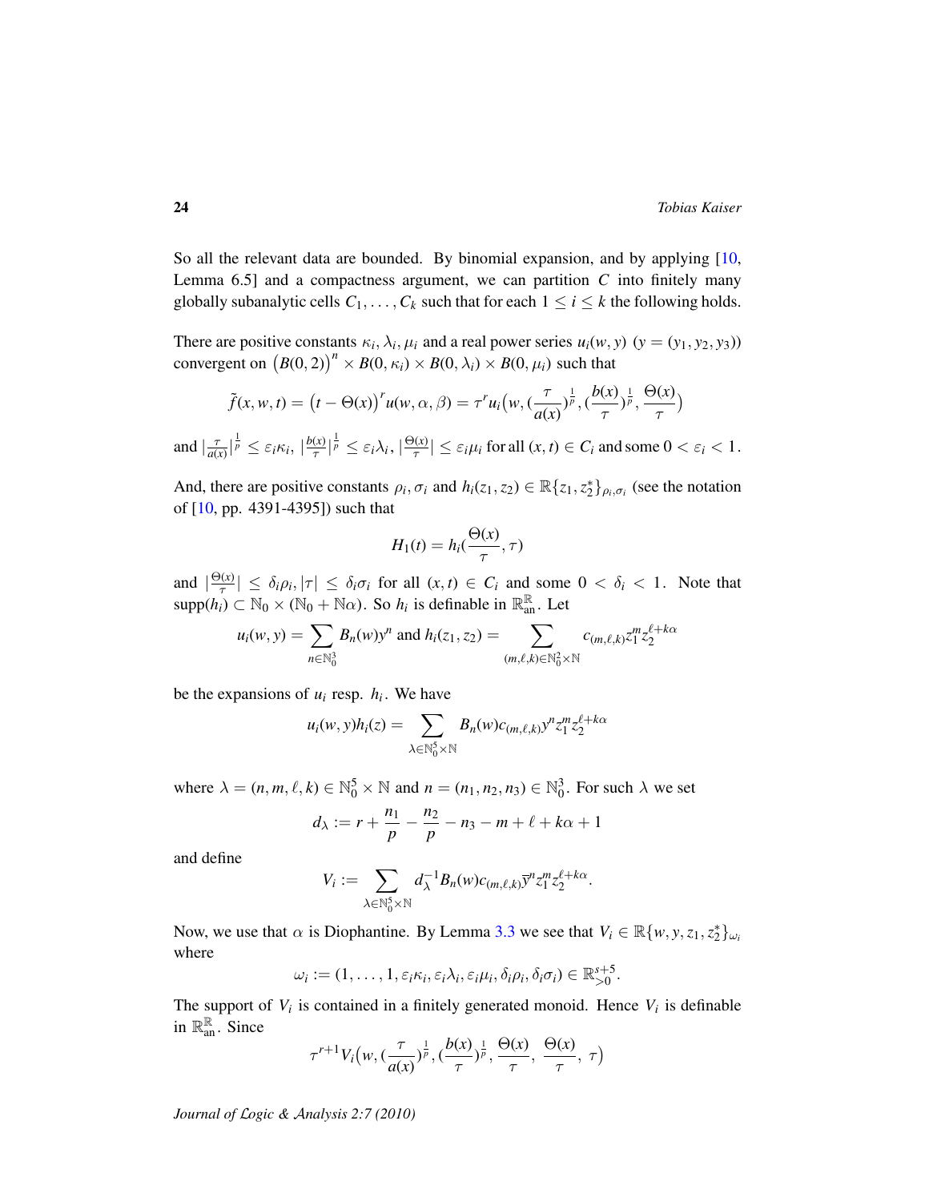So all the relevant data are bounded. By binomial expansion, and by applying [10, Lemma 6.5] and a compactness argument, we can partition $C$ into finitely many globally subanalytic cells $C_1, \ldots, C_k$ such that for each $1 \leq i \leq k$ the following holds.

There are positive constants $\kappa_i, \lambda_i, \mu_i$ and a real power series $u_i(w, y)$ ($y = (y_1, y_2, y_3)$) convergent on $\big(B(0,2)\big)^n \times B(0, \kappa_i) \times B(0, \lambda_i) \times B(0, \mu_i)$ such that

$$\tilde{f}(x, w, t) = \big(t - \Theta(x)\big)^r u(w, \alpha, \beta) = \tau^r u_i\big(w, (\frac{\tau}{a(x)})^{\frac{1}{p}}, (\frac{b(x)}{\tau})^{\frac{1}{p}}, \frac{\Theta(x)}{\tau}\big)$$

and $|\frac{\tau}{a(x)}|^{\frac{1}{p}} \leq \varepsilon_i \kappa_i$, $|\frac{b(x)}{\tau}|^{\frac{1}{p}} \leq \varepsilon_i \lambda_i$, $|\frac{\Theta(x)}{\tau}| \leq \varepsilon_i \mu_i$ for all $(x, t) \in C_i$ and some $0 < \varepsilon_i < 1$.

And, there are positive constants $\rho_i, \sigma_i$ and $h_i(z_1, z_2) \in \mathbb{R}\{z_1, z_2^*\}_{\rho_i, \sigma_i}$ (see the notation of [10, pp. 4391-4395]) such that

$$H_1(t) = h_i(\frac{\Theta(x)}{\tau}, \tau)$$

and $|\frac{\Theta(x)}{\tau}| \leq \delta_i \rho_i, |\tau| \leq \delta_i \sigma_i$ for all $(x, t) \in C_i$ and some $0 < \delta_i < 1$. Note that $\mathrm{supp}(h_i) \subset \mathbb{N}_0 \times (\mathbb{N}_0 + \mathbb{N}\alpha)$. So $h_i$ is definable in $\mathbb{R}_{\mathrm{an}}^{\mathbb{R}}$. Let

$$u_i(w, y) = \sum_{n \in \mathbb{N}_0^3} B_n(w) y^n \text{ and } h_i(z_1, z_2) = \sum_{(m, \ell, k) \in \mathbb{N}_0^2 \times \mathbb{N}} c_{(m, \ell, k)} z_1^m z_2^{\ell + k\alpha}$$

be the expansions of $u_i$ resp. $h_i$. We have

$$u_i(w, y) h_i(z) = \sum_{\lambda \in \mathbb{N}_0^5 \times \mathbb{N}} B_n(w) c_{(m, \ell, k)} y^n z_1^m z_2^{\ell + k\alpha}$$

where $\lambda = (n, m, \ell, k) \in \mathbb{N}_0^5 \times \mathbb{N}$ and $n = (n_1, n_2, n_3) \in \mathbb{N}_0^3$. For such $\lambda$ we set

$$d_\lambda := r + \frac{n_1}{p} - \frac{n_2}{p} - n_3 - m + \ell + k\alpha + 1$$

and define

$$V_i := \sum_{\lambda \in \mathbb{N}_0^5 \times \mathbb{N}} d_\lambda^{-1} B_n(w) c_{(m, \ell, k)} \overline{y}^n z_1^m z_2^{\ell + k\alpha}.$$

Now, we use that $\alpha$ is Diophantine. By Lemma 3.3 we see that $V_i \in \mathbb{R}\{w, y, z_1, z_2^*\}_{\omega_i}$ where

$$\omega_i := (1, \ldots, 1, \varepsilon_i \kappa_i, \varepsilon_i \lambda_i, \varepsilon_i \mu_i, \delta_i \rho_i, \delta_i \sigma_i) \in \mathbb{R}_{>0}^{s+5}.$$

The support of $V_i$ is contained in a finitely generated monoid. Hence $V_i$ is definable in $\mathbb{R}_{\mathrm{an}}^{\mathbb{R}}$. Since

$$\tau^{r+1} V_i\big(w, (\frac{\tau}{a(x)})^{\frac{1}{p}}, (\frac{b(x)}{\tau})^{\frac{1}{p}}, \frac{\Theta(x)}{\tau}, \ \frac{\Theta(x)}{\tau}, \ \tau\big)$$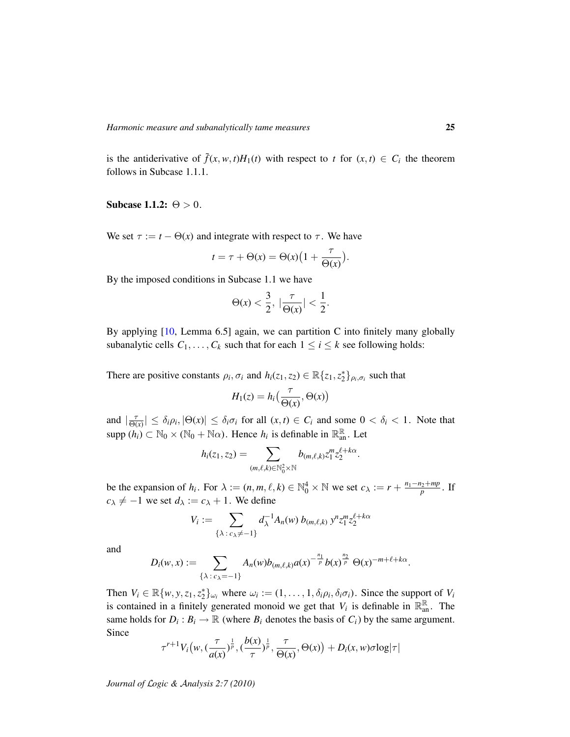is the antiderivative of $\tilde{f}(x,w,t)H_1(t)$ with respect to $t$ for $(x,t) \in C_i$ the theorem follows in Subcase 1.1.1.

**Subcase 1.1.2:** $\Theta > 0$.

We set $\tau := t - \Theta(x)$ and integrate with respect to $\tau$. We have

$$t = \tau + \Theta(x) = \Theta(x)\big(1 + \frac{\tau}{\Theta(x)}\big).$$

By the imposed conditions in Subcase 1.1 we have

$$\Theta(x) < \frac{3}{2},\ |\frac{\tau}{\Theta(x)}| < \frac{1}{2}.$$

By applying [10, Lemma 6.5] again, we can partition C into finitely many globally subanalytic cells $C_1, \ldots, C_k$ such that for each $1 \leq i \leq k$ see following holds:

There are positive constants $\rho_i, \sigma_i$ and $h_i(z_1, z_2) \in \mathbb{R}\{z_1, z_2^*\}_{\rho_i,\sigma_i}$ such that

$$H_1(z) = h_i\big(\frac{\tau}{\Theta(x)}, \Theta(x)\big)$$

and $|\frac{\tau}{\Theta(x)}| \leq \delta_i\rho_i, |\Theta(x)| \leq \delta_i\sigma_i$ for all $(x,t) \in C_i$ and some $0 < \delta_i < 1$. Note that supp $(h_i) \subset \mathbb{N}_0 \times (\mathbb{N}_0 + \mathbb{N}\alpha)$. Hence $h_i$ is definable in $\mathbb{R}_{\mathrm{an}}^{\mathbb{R}}$. Let

$$h_i(z_1, z_2) = \sum_{(m,\ell,k)\in\mathbb{N}_0^2\times\mathbb{N}} b_{(m,\ell,k)} z_1^m z_2^{\ell + k\alpha}.$$

be the expansion of $h_i$. For $\lambda := (n, m, \ell, k) \in \mathbb{N}_0^4 \times \mathbb{N}$ we set $c_\lambda := r + \frac{n_1 - n_2 + mp}{p}$. If $c_\lambda \neq -1$ we set $d_\lambda := c_\lambda + 1$. We define

$$V_i := \sum_{\{\lambda\,:\,c_\lambda \neq -1\}} d_\lambda^{-1} A_n(w)\, b_{(m,\ell,k)}\, y^n z_1^m z_2^{\ell + k\alpha}$$

and

$$D_i(w,x) := \sum_{\{\lambda\,:\,c_\lambda = -1\}} A_n(w) b_{(m,\ell,k)} a(x)^{-\frac{n_1}{p}} b(x)^{\frac{n_2}{p}}\ \Theta(x)^{-m+\ell+k\alpha}.$$

Then $V_i \in \mathbb{R}\{w, y, z_1, z_2^*\}_{\omega_i}$ where $\omega_i := (1, \ldots, 1, \delta_i\rho_i, \delta_i\sigma_i)$. Since the support of $V_i$ is contained in a finitely generated monoid we get that $V_i$ is definable in $\mathbb{R}_{\mathrm{an}}^{\mathbb{R}}$. The same holds for $D_i : B_i \to \mathbb{R}$ (where $B_i$ denotes the basis of $C_i$) by the same argument. Since

$$\tau^{r+1} V_i\big(w, (\frac{\tau}{a(x)})^{\frac{1}{p}}, (\frac{b(x)}{\tau})^{\frac{1}{p}}, \frac{\tau}{\Theta(x)}, \Theta(x)\big) + D_i(x,w)\sigma \log|\tau|$$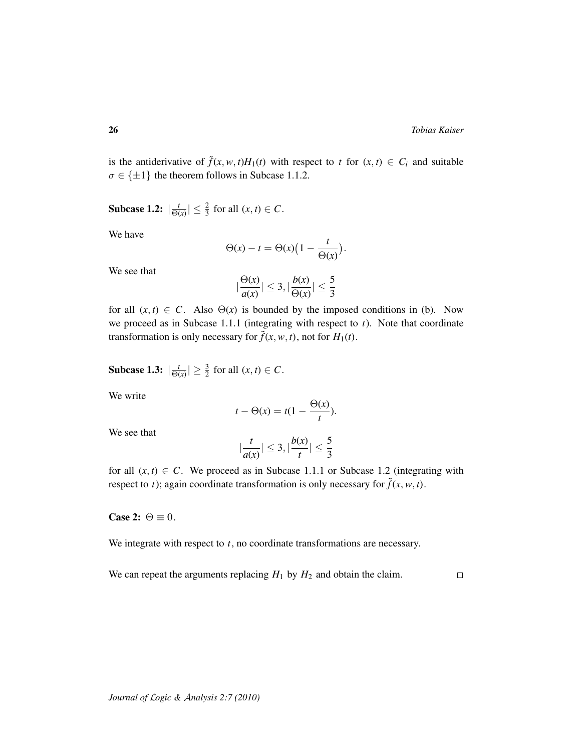is the antiderivative of $\tilde{f}(x,w,t)H_1(t)$ with respect to $t$ for $(x,t) \in C_i$ and suitable $\sigma \in \{\pm 1\}$ the theorem follows in Subcase 1.1.2.

**Subcase 1.2:** $|\frac{t}{\Theta(x)}| \leq \frac{2}{3}$ for all $(x,t) \in C$.

We have

$$\Theta(x) - t = \Theta(x)\big(1 - \frac{t}{\Theta(x)}\big).$$

We see that

$$|\frac{\Theta(x)}{a(x)}| \leq 3, |\frac{b(x)}{\Theta(x)}| \leq \frac{5}{3}$$

for all $(x,t) \in C$. Also $\Theta(x)$ is bounded by the imposed conditions in (b). Now we proceed as in Subcase 1.1.1 (integrating with respect to $t$). Note that coordinate transformation is only necessary for $\tilde{f}(x,w,t)$, not for $H_1(t)$.

**Subcase 1.3:** $|\frac{t}{\Theta(x)}| \geq \frac{3}{2}$ for all $(x,t) \in C$.

We write

$$t - \Theta(x) = t(1 - \frac{\Theta(x)}{t}).$$

We see that

$$|\frac{t}{a(x)}| \leq 3, |\frac{b(x)}{t}| \leq \frac{5}{3}$$

for all $(x,t) \in C$. We proceed as in Subcase 1.1.1 or Subcase 1.2 (integrating with respect to $t$); again coordinate transformation is only necessary for $\tilde{f}(x,w,t)$.

**Case 2:** $\Theta \equiv 0$.

We integrate with respect to $t$, no coordinate transformations are necessary.

We can repeat the arguments replacing $H_1$ by $H_2$ and obtain the claim. □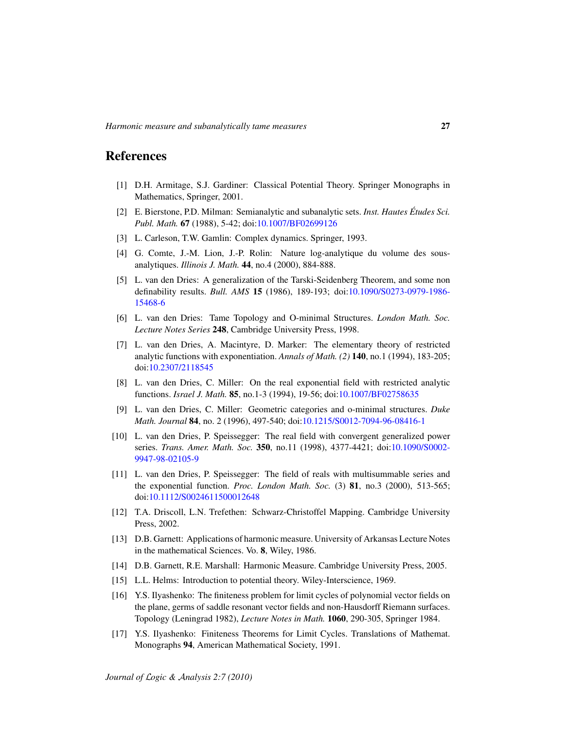# References

[1] D.H. Armitage, S.J. Gardiner: Classical Potential Theory. Springer Monographs in Mathematics, Springer, 2001.

[2] E. Bierstone, P.D. Milman: Semianalytic and subanalytic sets. *Inst. Hautes Études Sci. Publ. Math.* **67** (1988), 5-42; doi:10.1007/BF02699126

[3] L. Carleson, T.W. Gamlin: Complex dynamics. Springer, 1993.

[4] G. Comte, J.-M. Lion, J.-P. Rolin: Nature log-analytique du volume des sous-analytiques. *Illinois J. Math.* **44**, no.4 (2000), 884-888.

[5] L. van den Dries: A generalization of the Tarski-Seidenberg Theorem, and some non definability results. *Bull. AMS* **15** (1986), 189-193; doi:10.1090/S0273-0979-1986-15468-6

[6] L. van den Dries: Tame Topology and O-minimal Structures. *London Math. Soc. Lecture Notes Series* **248**, Cambridge University Press, 1998.

[7] L. van den Dries, A. Macintyre, D. Marker: The elementary theory of restricted analytic functions with exponentiation. *Annals of Math. (2)* **140**, no.1 (1994), 183-205; doi:10.2307/2118545

[8] L. van den Dries, C. Miller: On the real exponential field with restricted analytic functions. *Israel J. Math.* **85**, no.1-3 (1994), 19-56; doi:10.1007/BF02758635

[9] L. van den Dries, C. Miller: Geometric categories and o-minimal structures. *Duke Math. Journal* **84**, no. 2 (1996), 497-540; doi:10.1215/S0012-7094-96-08416-1

[10] L. van den Dries, P. Speissegger: The real field with convergent generalized power series. *Trans. Amer. Math. Soc.* **350**, no.11 (1998), 4377-4421; doi:10.1090/S0002-9947-98-02105-9

[11] L. van den Dries, P. Speissegger: The field of reals with multisummable series and the exponential function. *Proc. London Math. Soc.* (3) **81**, no.3 (2000), 513-565; doi:10.1112/S0024611500012648

[12] T.A. Driscoll, L.N. Trefethen: Schwarz-Christoffel Mapping. Cambridge University Press, 2002.

[13] D.B. Garnett: Applications of harmonic measure. University of Arkansas Lecture Notes in the mathematical Sciences. Vo. **8**, Wiley, 1986.

[14] D.B. Garnett, R.E. Marshall: Harmonic Measure. Cambridge University Press, 2005.

[15] L.L. Helms: Introduction to potential theory. Wiley-Interscience, 1969.

[16] Y.S. Ilyashenko: The finiteness problem for limit cycles of polynomial vector fields on the plane, germs of saddle resonant vector fields and non-Hausdorff Riemann surfaces. Topology (Leningrad 1982), *Lecture Notes in Math.* **1060**, 290-305, Springer 1984.

[17] Y.S. Ilyashenko: Finiteness Theorems for Limit Cycles. Translations of Mathemat. Monographs **94**, American Mathematical Society, 1991.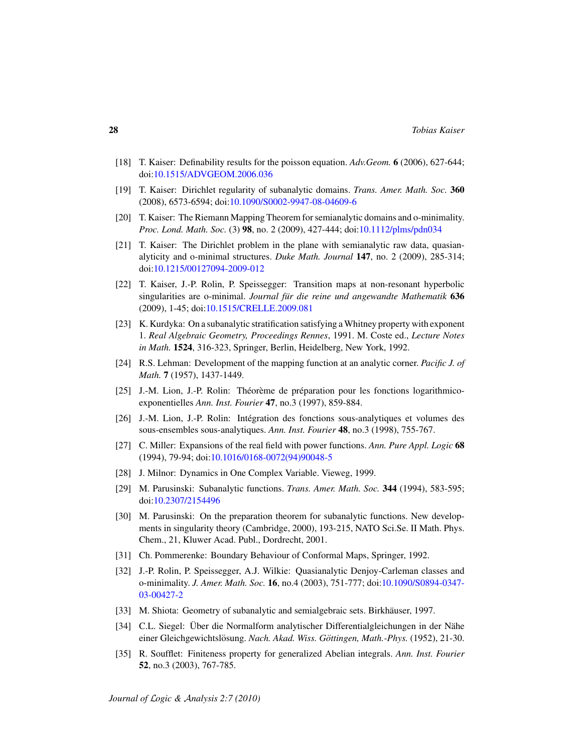- [18] T. Kaiser: Definability results for the poisson equation. *Adv.Geom.* **6** (2006), 627-644; doi:10.1515/ADVGEOM.2006.036
- [19] T. Kaiser: Dirichlet regularity of subanalytic domains. *Trans. Amer. Math. Soc.* **360** (2008), 6573-6594; doi:10.1090/S0002-9947-08-04609-6
- [20] T. Kaiser: The Riemann Mapping Theorem for semianalytic domains and o-minimality. *Proc. Lond. Math. Soc.* (3) **98**, no. 2 (2009), 427-444; doi:10.1112/plms/pdn034
- [21] T. Kaiser: The Dirichlet problem in the plane with semianalytic raw data, quasianalyticity and o-minimal structures. *Duke Math. Journal* **147**, no. 2 (2009), 285-314; doi:10.1215/00127094-2009-012
- [22] T. Kaiser, J.-P. Rolin, P. Speissegger: Transition maps at non-resonant hyperbolic singularities are o-minimal. *Journal für die reine und angewandte Mathematik* **636** (2009), 1-45; doi:10.1515/CRELLE.2009.081
- [23] K. Kurdyka: On a subanalytic stratification satisfying a Whitney property with exponent 1. *Real Algebraic Geometry, Proceedings Rennes*, 1991. M. Coste ed., *Lecture Notes in Math.* **1524**, 316-323, Springer, Berlin, Heidelberg, New York, 1992.
- [24] R.S. Lehman: Development of the mapping function at an analytic corner. *Pacific J. of Math.* **7** (1957), 1437-1449.
- [25] J.-M. Lion, J.-P. Rolin: Théorème de préparation pour les fonctions logarithmico-exponentielles *Ann. Inst. Fourier* **47**, no.3 (1997), 859-884.
- [26] J.-M. Lion, J.-P. Rolin: Intégration des fonctions sous-analytiques et volumes des sous-ensembles sous-analytiques. *Ann. Inst. Fourier* **48**, no.3 (1998), 755-767.
- [27] C. Miller: Expansions of the real field with power functions. *Ann. Pure Appl. Logic* **68** (1994), 79-94; doi:10.1016/0168-0072(94)90048-5
- [28] J. Milnor: Dynamics in One Complex Variable. Vieweg, 1999.
- [29] M. Parusinski: Subanalytic functions. *Trans. Amer. Math. Soc.* **344** (1994), 583-595; doi:10.2307/2154496
- [30] M. Parusinski: On the preparation theorem for subanalytic functions. New developments in singularity theory (Cambridge, 2000), 193-215, NATO Sci.Se. II Math. Phys. Chem., 21, Kluwer Acad. Publ., Dordrecht, 2001.
- [31] Ch. Pommerenke: Boundary Behaviour of Conformal Maps, Springer, 1992.
- [32] J.-P. Rolin, P. Speissegger, A.J. Wilkie: Quasianalytic Denjoy-Carleman classes and o-minimality. *J. Amer. Math. Soc.* **16**, no.4 (2003), 751-777; doi:10.1090/S0894-0347-03-00427-2
- [33] M. Shiota: Geometry of subanalytic and semialgebraic sets. Birkhäuser, 1997.
- [34] C.L. Siegel: Über die Normalform analytischer Differentialgleichungen in der Nähe einer Gleichgewichtslösung. *Nach. Akad. Wiss. Göttingen, Math.-Phys.* (1952), 21-30.
- [35] R. Soufflet: Finiteness property for generalized Abelian integrals. *Ann. Inst. Fourier* **52**, no.3 (2003), 767-785.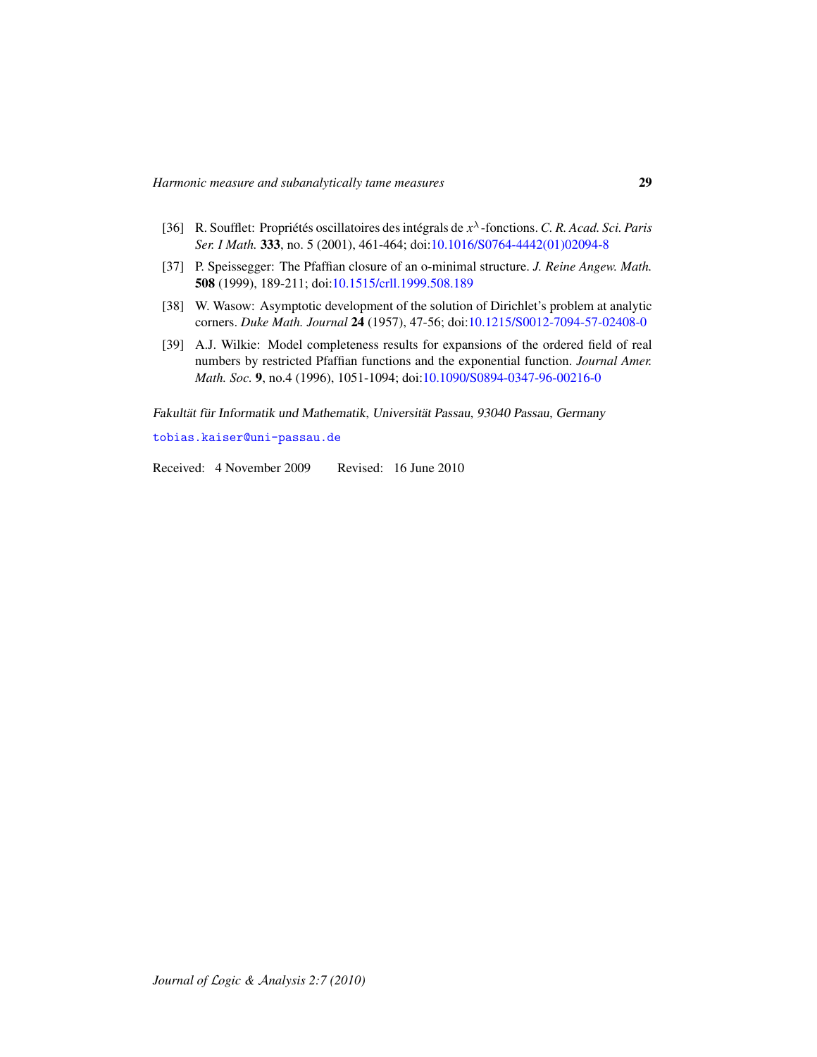[36] R. Soufflet: Propriétés oscillatoires des intégrals de $x^\lambda$-fonctions. *C. R. Acad. Sci. Paris Ser. I Math.* **333**, no. 5 (2001), 461-464; doi:10.1016/S0764-4442(01)02094-8

[37] P. Speissegger: The Pfaffian closure of an o-minimal structure. *J. Reine Angew. Math.* **508** (1999), 189-211; doi:10.1515/crll.1999.508.189

[38] W. Wasow: Asymptotic development of the solution of Dirichlet's problem at analytic corners. *Duke Math. Journal* **24** (1957), 47-56; doi:10.1215/S0012-7094-57-02408-0

[39] A.J. Wilkie: Model completeness results for expansions of the ordered field of real numbers by restricted Pfaffian functions and the exponential function. *Journal Amer. Math. Soc.* **9**, no.4 (1996), 1051-1094; doi:10.1090/S0894-0347-96-00216-0

*Fakultät für Informatik und Mathematik, Universität Passau, 93040 Passau, Germany*

tobias.kaiser@uni-passau.de

Received: 4 November 2009 Revised: 16 June 2010